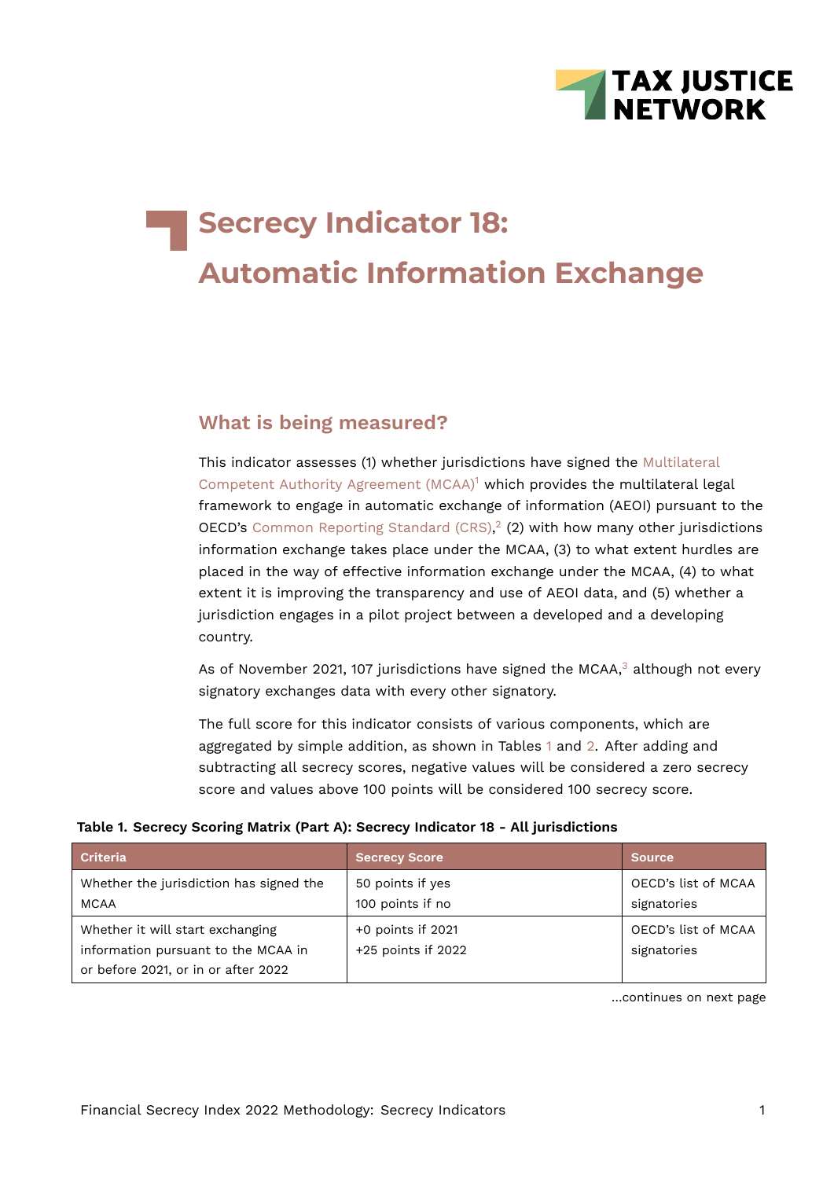# Secrecy Indicator 18: Automatic Information Exchange

## What is being measured?

This indicator assesses (1) whether jurisdictions have signed the Multilateral Competent Authority Agreement (MCAA)[1] which provides the multilateral legal framework to engage in automatic exchange of information (AEOI) pursuant to the OECD's Common Reporting Standard (CRS),[2] (2) with how many other jurisdictions information exchange takes place under the MCAA, (3) to what extent hurdles are placed in the way of effective information exchange under the MCAA, (4) to what extent it is improving the transparency and use of AEOI data, and (5) whether a jurisdiction engages in a pilot project between a developed and a developing country.

As of November 2021, 107 jurisdictions have signed the MCAA,[3] although not every signatory exchanges data with every other signatory.

The full score for this indicator consists of various components, which are aggregated by simple addition, as shown in Tables 1 and 2. After adding and subtracting all secrecy scores, negative values will be considered a zero secrecy score and values above 100 points will be considered 100 secrecy score.

**Table 1. Secrecy Scoring Matrix (Part A): Secrecy Indicator 18 - All jurisdictions**

| Criteria | Secrecy Score | Source |
|---|---|---|
| Whether the jurisdiction has signed the MCAA | 50 points if yes<br>100 points if no | OECD's list of MCAA signatories |
| Whether it will start exchanging information pursuant to the MCAA in or before 2021, or in or after 2022 | +0 points if 2021<br>+25 points if 2022 | OECD's list of MCAA signatories |

...continues on next page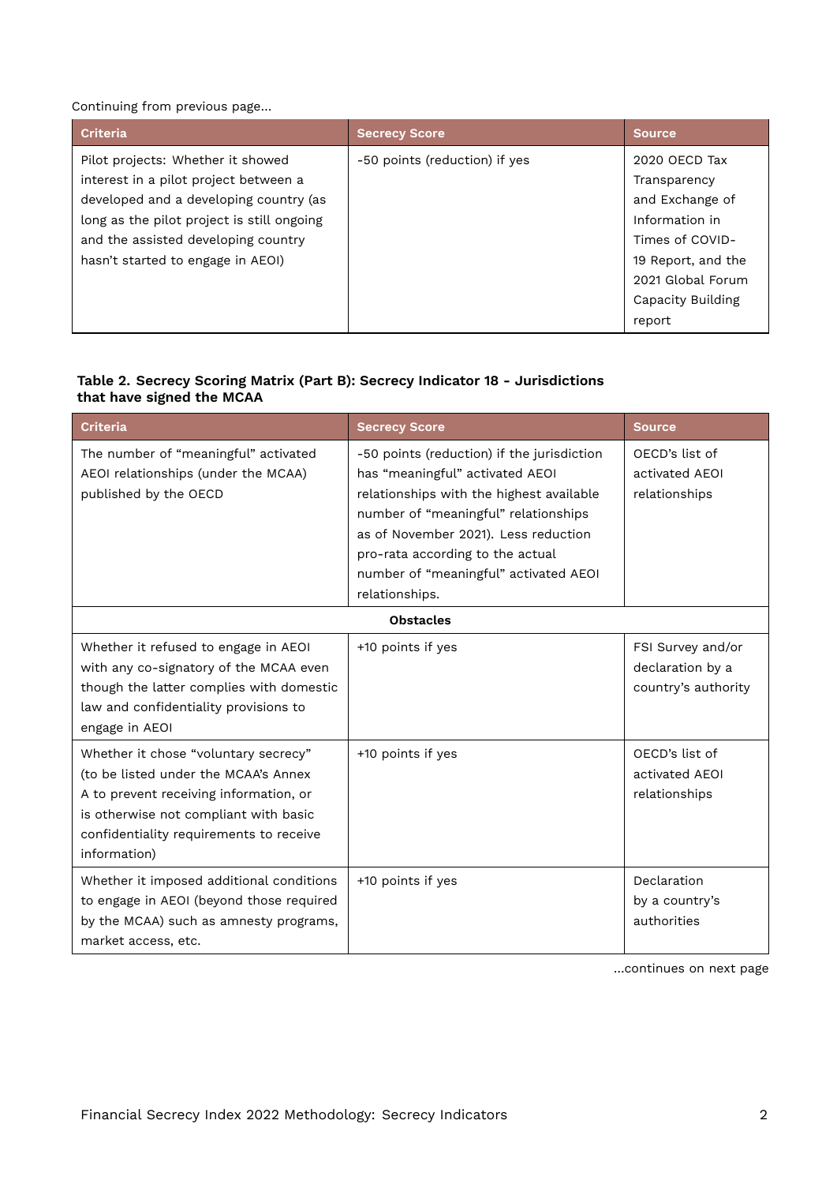Continuing from previous page...

| Criteria | Secrecy Score | Source |
|---|---|---|
| Pilot projects: Whether it showed interest in a pilot project between a developed and a developing country (as long as the pilot project is still ongoing and the assisted developing country hasn't started to engage in AEOI) | -50 points (reduction) if yes | 2020 OECD Tax Transparency and Exchange of Information in Times of COVID-19 Report, and the 2021 Global Forum Capacity Building report |

**Table 2. Secrecy Scoring Matrix (Part B): Secrecy Indicator 18 - Jurisdictions that have signed the MCAA**

| Criteria | Secrecy Score | Source |
|---|---|---|
| The number of "meaningful" activated AEOI relationships (under the MCAA) published by the OECD | -50 points (reduction) if the jurisdiction has "meaningful" activated AEOI relationships with the highest available number of "meaningful" relationships as of November 2021). Less reduction pro-rata according to the actual number of "meaningful" activated AEOI relationships. | OECD's list of activated AEOI relationships |
| **Obstacles** | | |
| Whether it refused to engage in AEOI with any co-signatory of the MCAA even though the latter complies with domestic law and confidentiality provisions to engage in AEOI | +10 points if yes | FSI Survey and/or declaration by a country's authority |
| Whether it chose "voluntary secrecy" (to be listed under the MCAA's Annex A to prevent receiving information, or is otherwise not compliant with basic confidentiality requirements to receive information) | +10 points if yes | OECD's list of activated AEOI relationships |
| Whether it imposed additional conditions to engage in AEOI (beyond those required by the MCAA) such as amnesty programs, market access, etc. | +10 points if yes | Declaration by a country's authorities |

...continues on next page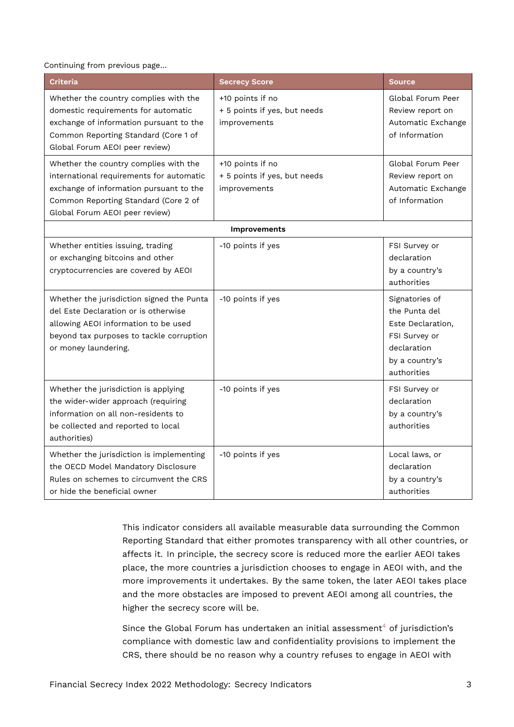Continuing from previous page...

| Criteria | Secrecy Score | Source |
|---|---|---|
| Whether the country complies with the domestic requirements for automatic exchange of information pursuant to the Common Reporting Standard (Core 1 of Global Forum AEOI peer review) | +10 points if no<br>+ 5 points if yes, but needs improvements | Global Forum Peer Review report on Automatic Exchange of Information |
| Whether the country complies with the international requirements for automatic exchange of information pursuant to the Common Reporting Standard (Core 2 of Global Forum AEOI peer review) | +10 points if no<br>+ 5 points if yes, but needs improvements | Global Forum Peer Review report on Automatic Exchange of Information |
| **Improvements** | | |
| Whether entities issuing, trading or exchanging bitcoins and other cryptocurrencies are covered by AEOI | -10 points if yes | FSI Survey or declaration by a country's authorities |
| Whether the jurisdiction signed the Punta del Este Declaration or is otherwise allowing AEOI information to be used beyond tax purposes to tackle corruption or money laundering. | -10 points if yes | Signatories of the Punta del Este Declaration, FSI Survey or declaration by a country's authorities |
| Whether the jurisdiction is applying the wider-wider approach (requiring information on all non-residents to be collected and reported to local authorities) | -10 points if yes | FSI Survey or declaration by a country's authorities |
| Whether the jurisdiction is implementing the OECD Model Mandatory Disclosure Rules on schemes to circumvent the CRS or hide the beneficial owner | -10 points if yes | Local laws, or declaration by a country's authorities |

This indicator considers all available measurable data surrounding the Common Reporting Standard that either promotes transparency with all other countries, or affects it. In principle, the secrecy score is reduced more the earlier AEOI takes place, the more countries a jurisdiction chooses to engage in AEOI with, and the more improvements it undertakes. By the same token, the later AEOI takes place and the more obstacles are imposed to prevent AEOI among all countries, the higher the secrecy score will be.

Since the Global Forum has undertaken an initial assessment[4] of jurisdiction's compliance with domestic law and confidentiality provisions to implement the CRS, there should be no reason why a country refuses to engage in AEOI with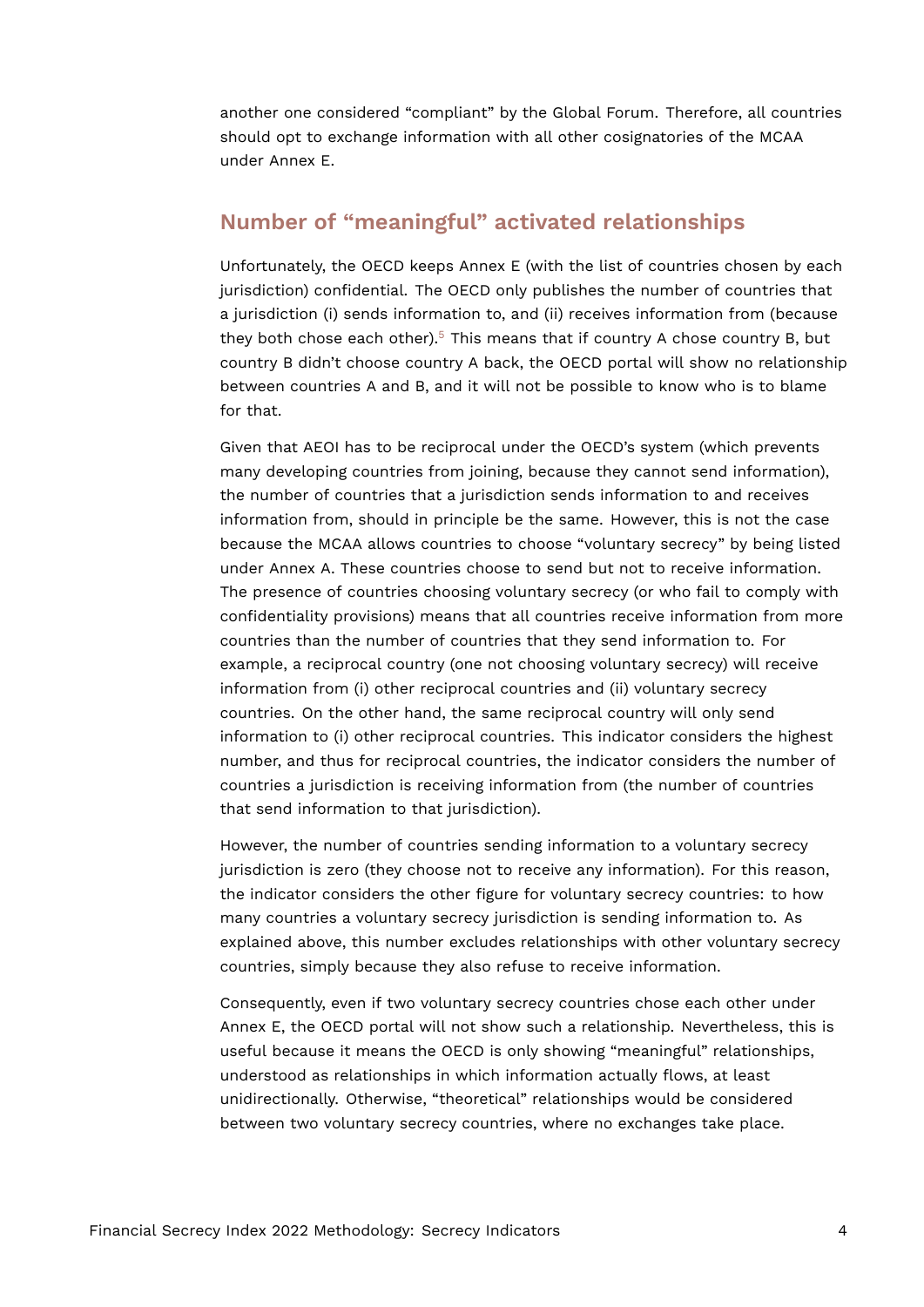another one considered “compliant” by the Global Forum. Therefore, all countries should opt to exchange information with all other cosignatories of the MCAA under Annex E.

## Number of “meaningful” activated relationships

Unfortunately, the OECD keeps Annex E (with the list of countries chosen by each jurisdiction) confidential. The OECD only publishes the number of countries that a jurisdiction (i) sends information to, and (ii) receives information from (because they both chose each other).[5] This means that if country A chose country B, but country B didn’t choose country A back, the OECD portal will show no relationship between countries A and B, and it will not be possible to know who is to blame for that.

Given that AEOI has to be reciprocal under the OECD’s system (which prevents many developing countries from joining, because they cannot send information), the number of countries that a jurisdiction sends information to and receives information from, should in principle be the same. However, this is not the case because the MCAA allows countries to choose “voluntary secrecy” by being listed under Annex A. These countries choose to send but not to receive information. The presence of countries choosing voluntary secrecy (or who fail to comply with confidentiality provisions) means that all countries receive information from more countries than the number of countries that they send information to. For example, a reciprocal country (one not choosing voluntary secrecy) will receive information from (i) other reciprocal countries and (ii) voluntary secrecy countries. On the other hand, the same reciprocal country will only send information to (i) other reciprocal countries. This indicator considers the highest number, and thus for reciprocal countries, the indicator considers the number of countries a jurisdiction is receiving information from (the number of countries that send information to that jurisdiction).

However, the number of countries sending information to a voluntary secrecy jurisdiction is zero (they choose not to receive any information). For this reason, the indicator considers the other figure for voluntary secrecy countries: to how many countries a voluntary secrecy jurisdiction is sending information to. As explained above, this number excludes relationships with other voluntary secrecy countries, simply because they also refuse to receive information.

Consequently, even if two voluntary secrecy countries chose each other under Annex E, the OECD portal will not show such a relationship. Nevertheless, this is useful because it means the OECD is only showing “meaningful” relationships, understood as relationships in which information actually flows, at least unidirectionally. Otherwise, “theoretical” relationships would be considered between two voluntary secrecy countries, where no exchanges take place.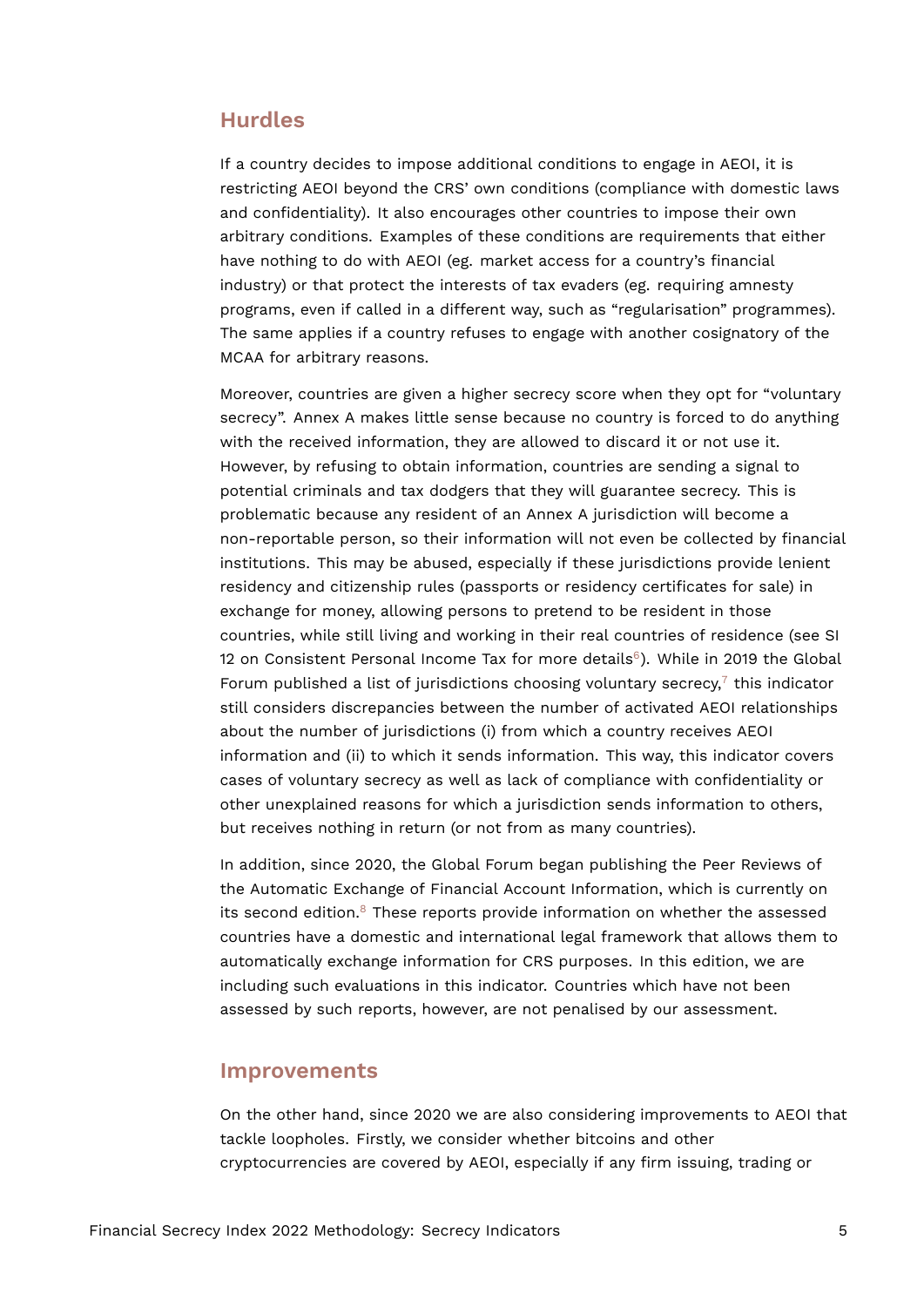## Hurdles

If a country decides to impose additional conditions to engage in AEOI, it is restricting AEOI beyond the CRS' own conditions (compliance with domestic laws and confidentiality). It also encourages other countries to impose their own arbitrary conditions. Examples of these conditions are requirements that either have nothing to do with AEOI (eg. market access for a country's financial industry) or that protect the interests of tax evaders (eg. requiring amnesty programs, even if called in a different way, such as "regularisation" programmes). The same applies if a country refuses to engage with another cosignatory of the MCAA for arbitrary reasons.

Moreover, countries are given a higher secrecy score when they opt for "voluntary secrecy". Annex A makes little sense because no country is forced to do anything with the received information, they are allowed to discard it or not use it. However, by refusing to obtain information, countries are sending a signal to potential criminals and tax dodgers that they will guarantee secrecy. This is problematic because any resident of an Annex A jurisdiction will become a non-reportable person, so their information will not even be collected by financial institutions. This may be abused, especially if these jurisdictions provide lenient residency and citizenship rules (passports or residency certificates for sale) in exchange for money, allowing persons to pretend to be resident in those countries, while still living and working in their real countries of residence (see SI 12 on Consistent Personal Income Tax for more details[6]). While in 2019 the Global Forum published a list of jurisdictions choosing voluntary secrecy,[7] this indicator still considers discrepancies between the number of activated AEOI relationships about the number of jurisdictions (i) from which a country receives AEOI information and (ii) to which it sends information. This way, this indicator covers cases of voluntary secrecy as well as lack of compliance with confidentiality or other unexplained reasons for which a jurisdiction sends information to others, but receives nothing in return (or not from as many countries).

In addition, since 2020, the Global Forum began publishing the Peer Reviews of the Automatic Exchange of Financial Account Information, which is currently on its second edition.[8] These reports provide information on whether the assessed countries have a domestic and international legal framework that allows them to automatically exchange information for CRS purposes. In this edition, we are including such evaluations in this indicator. Countries which have not been assessed by such reports, however, are not penalised by our assessment.

## Improvements

On the other hand, since 2020 we are also considering improvements to AEOI that tackle loopholes. Firstly, we consider whether bitcoins and other cryptocurrencies are covered by AEOI, especially if any firm issuing, trading or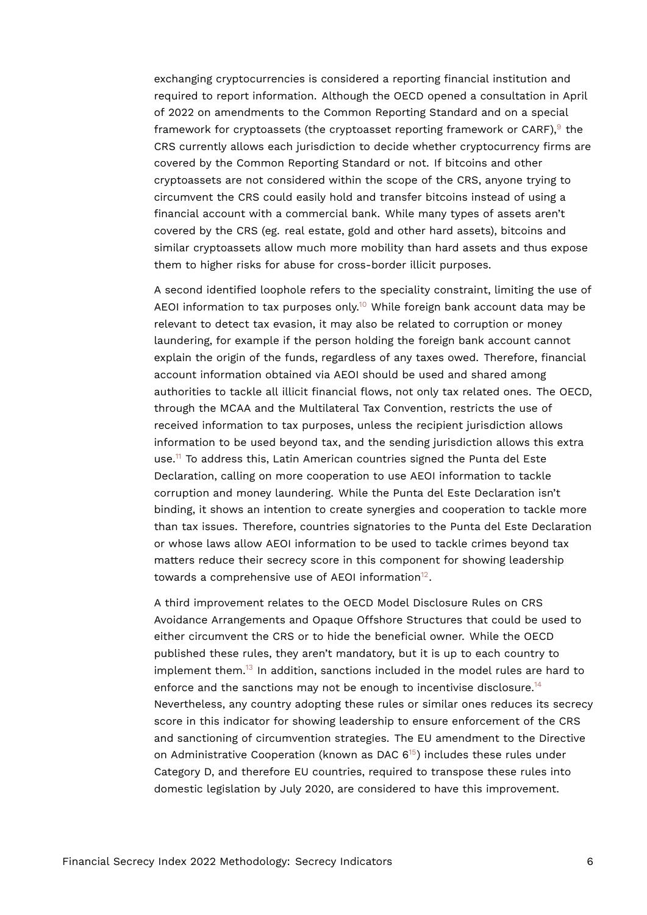exchanging cryptocurrencies is considered a reporting financial institution and required to report information. Although the OECD opened a consultation in April of 2022 on amendments to the Common Reporting Standard and on a special framework for cryptoassets (the cryptoasset reporting framework or CARF),[9] the CRS currently allows each jurisdiction to decide whether cryptocurrency firms are covered by the Common Reporting Standard or not. If bitcoins and other cryptoassets are not considered within the scope of the CRS, anyone trying to circumvent the CRS could easily hold and transfer bitcoins instead of using a financial account with a commercial bank. While many types of assets aren't covered by the CRS (eg. real estate, gold and other hard assets), bitcoins and similar cryptoassets allow much more mobility than hard assets and thus expose them to higher risks for abuse for cross-border illicit purposes.

A second identified loophole refers to the speciality constraint, limiting the use of AEOI information to tax purposes only.[10] While foreign bank account data may be relevant to detect tax evasion, it may also be related to corruption or money laundering, for example if the person holding the foreign bank account cannot explain the origin of the funds, regardless of any taxes owed. Therefore, financial account information obtained via AEOI should be used and shared among authorities to tackle all illicit financial flows, not only tax related ones. The OECD, through the MCAA and the Multilateral Tax Convention, restricts the use of received information to tax purposes, unless the recipient jurisdiction allows information to be used beyond tax, and the sending jurisdiction allows this extra use.[11] To address this, Latin American countries signed the Punta del Este Declaration, calling on more cooperation to use AEOI information to tackle corruption and money laundering. While the Punta del Este Declaration isn't binding, it shows an intention to create synergies and cooperation to tackle more than tax issues. Therefore, countries signatories to the Punta del Este Declaration or whose laws allow AEOI information to be used to tackle crimes beyond tax matters reduce their secrecy score in this component for showing leadership towards a comprehensive use of AEOI information[12].

A third improvement relates to the OECD Model Disclosure Rules on CRS Avoidance Arrangements and Opaque Offshore Structures that could be used to either circumvent the CRS or to hide the beneficial owner. While the OECD published these rules, they aren't mandatory, but it is up to each country to implement them.[13] In addition, sanctions included in the model rules are hard to enforce and the sanctions may not be enough to incentivise disclosure.[14] Nevertheless, any country adopting these rules or similar ones reduces its secrecy score in this indicator for showing leadership to ensure enforcement of the CRS and sanctioning of circumvention strategies. The EU amendment to the Directive on Administrative Cooperation (known as DAC 6[15]) includes these rules under Category D, and therefore EU countries, required to transpose these rules into domestic legislation by July 2020, are considered to have this improvement.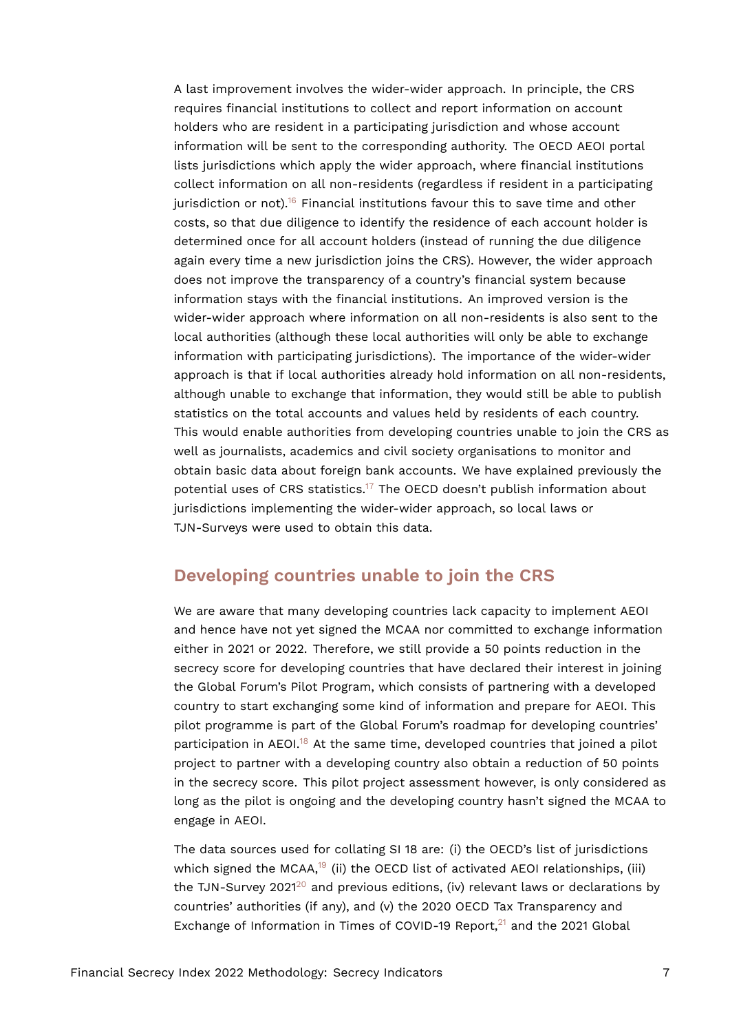A last improvement involves the wider-wider approach. In principle, the CRS requires financial institutions to collect and report information on account holders who are resident in a participating jurisdiction and whose account information will be sent to the corresponding authority. The OECD AEOI portal lists jurisdictions which apply the wider approach, where financial institutions collect information on all non-residents (regardless if resident in a participating jurisdiction or not).[16] Financial institutions favour this to save time and other costs, so that due diligence to identify the residence of each account holder is determined once for all account holders (instead of running the due diligence again every time a new jurisdiction joins the CRS). However, the wider approach does not improve the transparency of a country's financial system because information stays with the financial institutions. An improved version is the wider-wider approach where information on all non-residents is also sent to the local authorities (although these local authorities will only be able to exchange information with participating jurisdictions). The importance of the wider-wider approach is that if local authorities already hold information on all non-residents, although unable to exchange that information, they would still be able to publish statistics on the total accounts and values held by residents of each country. This would enable authorities from developing countries unable to join the CRS as well as journalists, academics and civil society organisations to monitor and obtain basic data about foreign bank accounts. We have explained previously the potential uses of CRS statistics.[17] The OECD doesn't publish information about jurisdictions implementing the wider-wider approach, so local laws or TJN-Surveys were used to obtain this data.

## Developing countries unable to join the CRS

We are aware that many developing countries lack capacity to implement AEOI and hence have not yet signed the MCAA nor committed to exchange information either in 2021 or 2022. Therefore, we still provide a 50 points reduction in the secrecy score for developing countries that have declared their interest in joining the Global Forum's Pilot Program, which consists of partnering with a developed country to start exchanging some kind of information and prepare for AEOI. This pilot programme is part of the Global Forum's roadmap for developing countries' participation in AEOI.[18] At the same time, developed countries that joined a pilot project to partner with a developing country also obtain a reduction of 50 points in the secrecy score. This pilot project assessment however, is only considered as long as the pilot is ongoing and the developing country hasn't signed the MCAA to engage in AEOI.

The data sources used for collating SI 18 are: (i) the OECD's list of jurisdictions which signed the MCAA,[19] (ii) the OECD list of activated AEOI relationships, (iii) the TJN-Survey 2021[20] and previous editions, (iv) relevant laws or declarations by countries' authorities (if any), and (v) the 2020 OECD Tax Transparency and Exchange of Information in Times of COVID-19 Report,[21] and the 2021 Global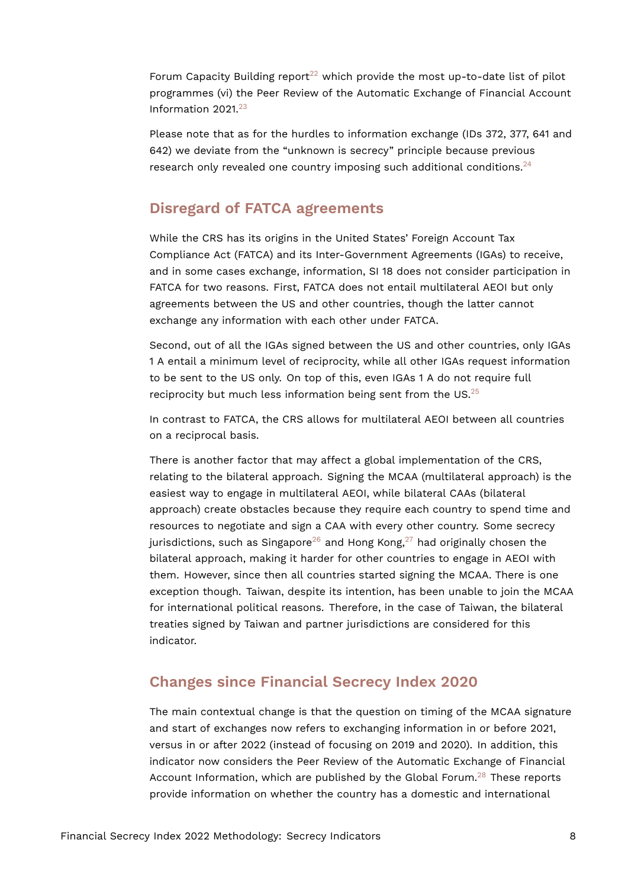Forum Capacity Building report[22] which provide the most up-to-date list of pilot programmes (vi) the Peer Review of the Automatic Exchange of Financial Account Information 2021.[23]

Please note that as for the hurdles to information exchange (IDs 372, 377, 641 and 642) we deviate from the "unknown is secrecy" principle because previous research only revealed one country imposing such additional conditions.[24]

## Disregard of FATCA agreements

While the CRS has its origins in the United States' Foreign Account Tax Compliance Act (FATCA) and its Inter-Government Agreements (IGAs) to receive, and in some cases exchange, information, SI 18 does not consider participation in FATCA for two reasons. First, FATCA does not entail multilateral AEOI but only agreements between the US and other countries, though the latter cannot exchange any information with each other under FATCA.

Second, out of all the IGAs signed between the US and other countries, only IGAs 1 A entail a minimum level of reciprocity, while all other IGAs request information to be sent to the US only. On top of this, even IGAs 1 A do not require full reciprocity but much less information being sent from the US.[25]

In contrast to FATCA, the CRS allows for multilateral AEOI between all countries on a reciprocal basis.

There is another factor that may affect a global implementation of the CRS, relating to the bilateral approach. Signing the MCAA (multilateral approach) is the easiest way to engage in multilateral AEOI, while bilateral CAAs (bilateral approach) create obstacles because they require each country to spend time and resources to negotiate and sign a CAA with every other country. Some secrecy jurisdictions, such as Singapore[26] and Hong Kong,[27] had originally chosen the bilateral approach, making it harder for other countries to engage in AEOI with them. However, since then all countries started signing the MCAA. There is one exception though. Taiwan, despite its intention, has been unable to join the MCAA for international political reasons. Therefore, in the case of Taiwan, the bilateral treaties signed by Taiwan and partner jurisdictions are considered for this indicator.

## Changes since Financial Secrecy Index 2020

The main contextual change is that the question on timing of the MCAA signature and start of exchanges now refers to exchanging information in or before 2021, versus in or after 2022 (instead of focusing on 2019 and 2020). In addition, this indicator now considers the Peer Review of the Automatic Exchange of Financial Account Information, which are published by the Global Forum.[28] These reports provide information on whether the country has a domestic and international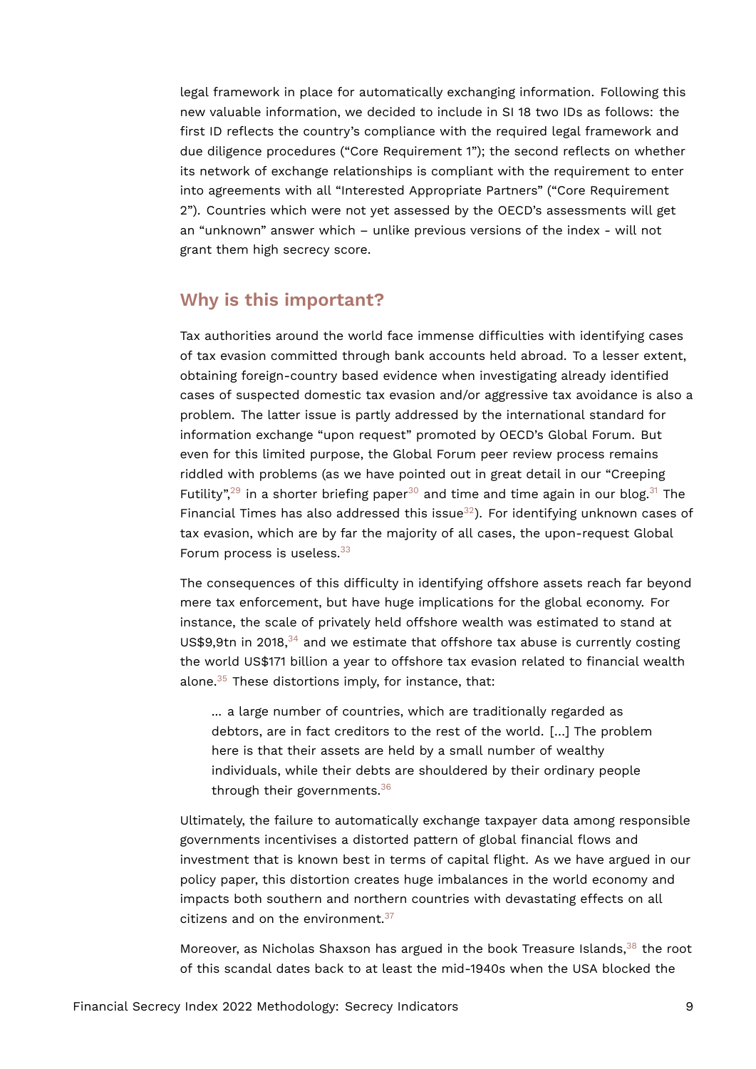legal framework in place for automatically exchanging information. Following this new valuable information, we decided to include in SI 18 two IDs as follows: the first ID reflects the country's compliance with the required legal framework and due diligence procedures ("Core Requirement 1"); the second reflects on whether its network of exchange relationships is compliant with the requirement to enter into agreements with all "Interested Appropriate Partners" ("Core Requirement 2"). Countries which were not yet assessed by the OECD's assessments will get an "unknown" answer which – unlike previous versions of the index - will not grant them high secrecy score.

## Why is this important?

Tax authorities around the world face immense difficulties with identifying cases of tax evasion committed through bank accounts held abroad. To a lesser extent, obtaining foreign-country based evidence when investigating already identified cases of suspected domestic tax evasion and/or aggressive tax avoidance is also a problem. The latter issue is partly addressed by the international standard for information exchange "upon request" promoted by OECD's Global Forum. But even for this limited purpose, the Global Forum peer review process remains riddled with problems (as we have pointed out in great detail in our "Creeping Futility",[29] in a shorter briefing paper[30] and time and time again in our blog.[31] The Financial Times has also addressed this issue[32]). For identifying unknown cases of tax evasion, which are by far the majority of all cases, the upon-request Global Forum process is useless.[33]

The consequences of this difficulty in identifying offshore assets reach far beyond mere tax enforcement, but have huge implications for the global economy. For instance, the scale of privately held offshore wealth was estimated to stand at US$9,9tn in 2018,[34] and we estimate that offshore tax abuse is currently costing the world US$171 billion a year to offshore tax evasion related to financial wealth alone.[35] These distortions imply, for instance, that:

> … a large number of countries, which are traditionally regarded as debtors, are in fact creditors to the rest of the world. […] The problem here is that their assets are held by a small number of wealthy individuals, while their debts are shouldered by their ordinary people through their governments.[36]

Ultimately, the failure to automatically exchange taxpayer data among responsible governments incentivises a distorted pattern of global financial flows and investment that is known best in terms of capital flight. As we have argued in our policy paper, this distortion creates huge imbalances in the world economy and impacts both southern and northern countries with devastating effects on all citizens and on the environment.[37]

Moreover, as Nicholas Shaxson has argued in the book Treasure Islands,[38] the root of this scandal dates back to at least the mid-1940s when the USA blocked the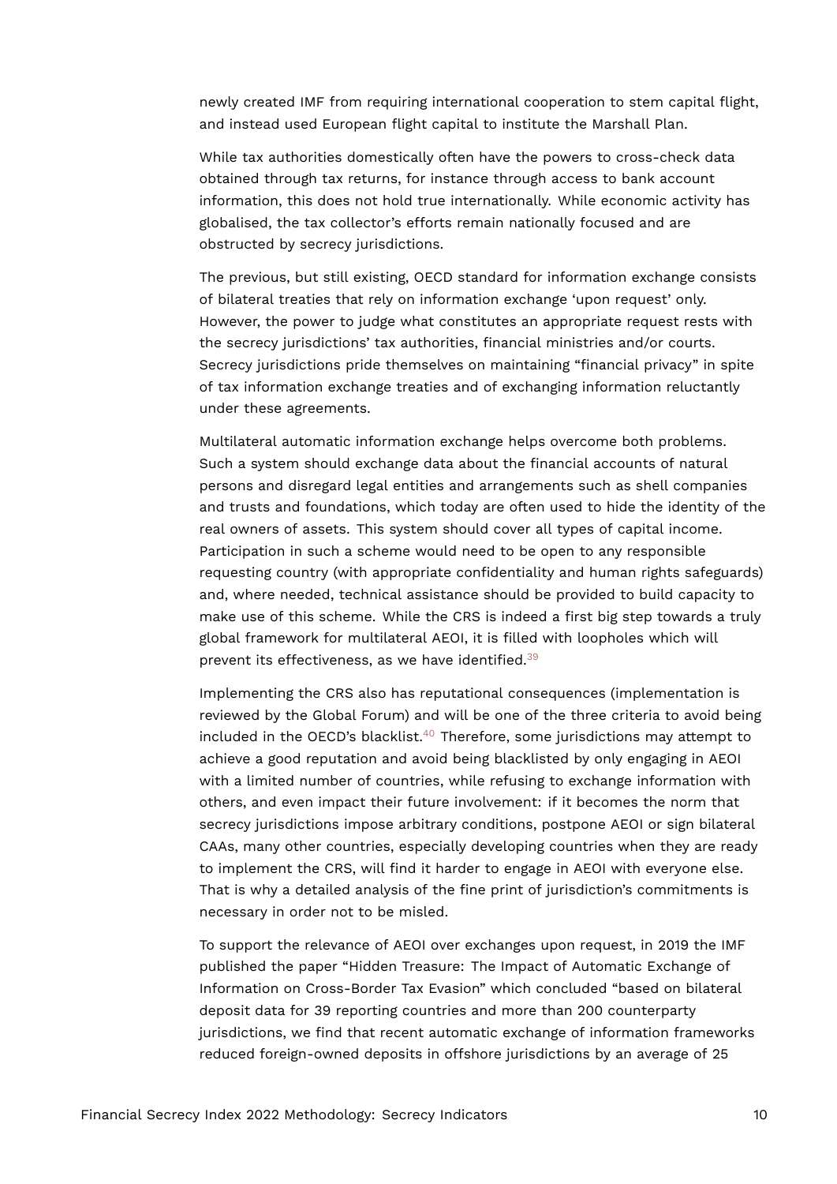newly created IMF from requiring international cooperation to stem capital flight, and instead used European flight capital to institute the Marshall Plan.

While tax authorities domestically often have the powers to cross-check data obtained through tax returns, for instance through access to bank account information, this does not hold true internationally. While economic activity has globalised, the tax collector's efforts remain nationally focused and are obstructed by secrecy jurisdictions.

The previous, but still existing, OECD standard for information exchange consists of bilateral treaties that rely on information exchange 'upon request' only. However, the power to judge what constitutes an appropriate request rests with the secrecy jurisdictions' tax authorities, financial ministries and/or courts. Secrecy jurisdictions pride themselves on maintaining "financial privacy" in spite of tax information exchange treaties and of exchanging information reluctantly under these agreements.

Multilateral automatic information exchange helps overcome both problems. Such a system should exchange data about the financial accounts of natural persons and disregard legal entities and arrangements such as shell companies and trusts and foundations, which today are often used to hide the identity of the real owners of assets. This system should cover all types of capital income. Participation in such a scheme would need to be open to any responsible requesting country (with appropriate confidentiality and human rights safeguards) and, where needed, technical assistance should be provided to build capacity to make use of this scheme. While the CRS is indeed a first big step towards a truly global framework for multilateral AEOI, it is filled with loopholes which will prevent its effectiveness, as we have identified.[39]

Implementing the CRS also has reputational consequences (implementation is reviewed by the Global Forum) and will be one of the three criteria to avoid being included in the OECD's blacklist.[40] Therefore, some jurisdictions may attempt to achieve a good reputation and avoid being blacklisted by only engaging in AEOI with a limited number of countries, while refusing to exchange information with others, and even impact their future involvement: if it becomes the norm that secrecy jurisdictions impose arbitrary conditions, postpone AEOI or sign bilateral CAAs, many other countries, especially developing countries when they are ready to implement the CRS, will find it harder to engage in AEOI with everyone else. That is why a detailed analysis of the fine print of jurisdiction's commitments is necessary in order not to be misled.

To support the relevance of AEOI over exchanges upon request, in 2019 the IMF published the paper "Hidden Treasure: The Impact of Automatic Exchange of Information on Cross-Border Tax Evasion" which concluded "based on bilateral deposit data for 39 reporting countries and more than 200 counterparty jurisdictions, we find that recent automatic exchange of information frameworks reduced foreign-owned deposits in offshore jurisdictions by an average of 25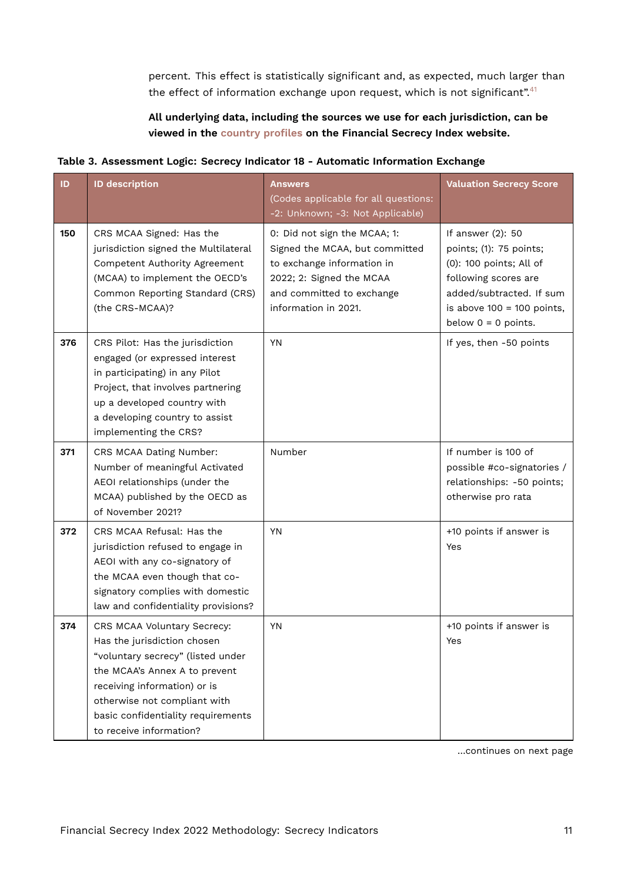percent. This effect is statistically significant and, as expected, much larger than the effect of information exchange upon request, which is not significant".[41]

**All underlying data, including the sources we use for each jurisdiction, can be viewed in the country profiles on the Financial Secrecy Index website.**

**Table 3. Assessment Logic: Secrecy Indicator 18 - Automatic Information Exchange**

| ID | ID description | Answers (Codes applicable for all questions: -2: Unknown; -3: Not Applicable) | Valuation Secrecy Score |
|---|---|---|---|
| **150** | CRS MCAA Signed: Has the jurisdiction signed the Multilateral Competent Authority Agreement (MCAA) to implement the OECD's Common Reporting Standard (CRS) (the CRS-MCAA)? | 0: Did not sign the MCAA; 1: Signed the MCAA, but committed to exchange information in 2022; 2: Signed the MCAA and committed to exchange information in 2021. | If answer (2): 50 points; (1): 75 points; (0): 100 points; All of following scores are added/subtracted. If sum is above 100 = 100 points, below 0 = 0 points. |
| **376** | CRS Pilot: Has the jurisdiction engaged (or expressed interest in participating) in any Pilot Project, that involves partnering up a developed country with a developing country to assist implementing the CRS? | YN | If yes, then -50 points |
| **371** | CRS MCAA Dating Number: Number of meaningful Activated AEOI relationships (under the MCAA) published by the OECD as of November 2021? | Number | If number is 100 of possible #co-signatories / relationships: -50 points; otherwise pro rata |
| **372** | CRS MCAA Refusal: Has the jurisdiction refused to engage in AEOI with any co-signatory of the MCAA even though that co-signatory complies with domestic law and confidentiality provisions? | YN | +10 points if answer is Yes |
| **374** | CRS MCAA Voluntary Secrecy: Has the jurisdiction chosen "voluntary secrecy" (listed under the MCAA's Annex A to prevent receiving information) or is otherwise not compliant with basic confidentiality requirements to receive information? | YN | +10 points if answer is Yes |

...continues on next page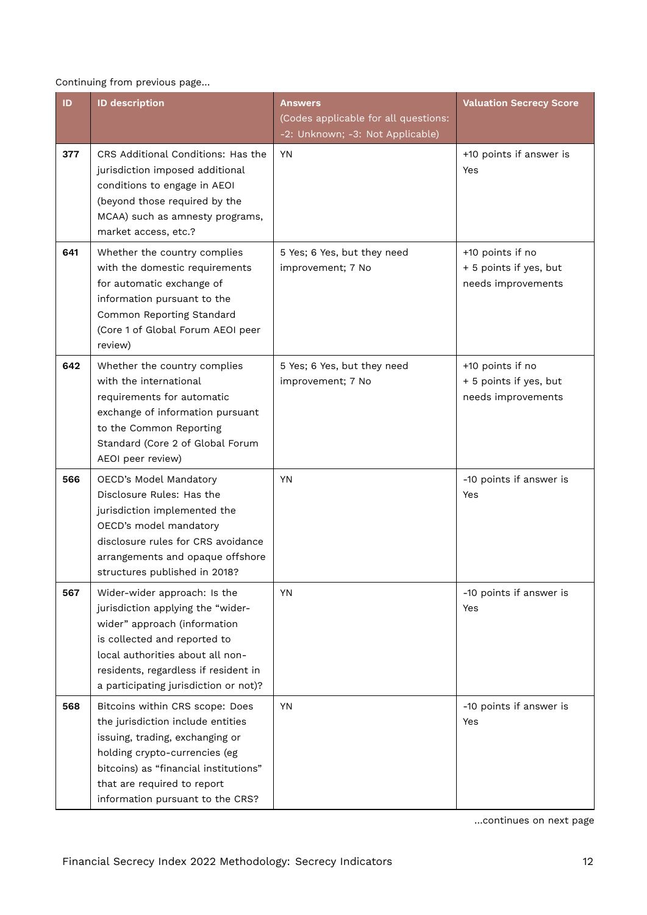Continuing from previous page...

| ID | ID description | Answers (Codes applicable for all questions: -2: Unknown; -3: Not Applicable) | Valuation Secrecy Score |
|---|---|---|---|
| **377** | CRS Additional Conditions: Has the jurisdiction imposed additional conditions to engage in AEOI (beyond those required by the MCAA) such as amnesty programs, market access, etc.? | YN | +10 points if answer is Yes |
| **641** | Whether the country complies with the domestic requirements for automatic exchange of information pursuant to the Common Reporting Standard (Core 1 of Global Forum AEOI peer review) | 5 Yes; 6 Yes, but they need improvement; 7 No | +10 points if no<br>+ 5 points if yes, but needs improvements |
| **642** | Whether the country complies with the international requirements for automatic exchange of information pursuant to the Common Reporting Standard (Core 2 of Global Forum AEOI peer review) | 5 Yes; 6 Yes, but they need improvement; 7 No | +10 points if no<br>+ 5 points if yes, but needs improvements |
| **566** | OECD's Model Mandatory Disclosure Rules: Has the jurisdiction implemented the OECD's model mandatory disclosure rules for CRS avoidance arrangements and opaque offshore structures published in 2018? | YN | -10 points if answer is Yes |
| **567** | Wider-wider approach: Is the jurisdiction applying the "wider-wider" approach (information is collected and reported to local authorities about all non-residents, regardless if resident in a participating jurisdiction or not)? | YN | -10 points if answer is Yes |
| **568** | Bitcoins within CRS scope: Does the jurisdiction include entities issuing, trading, exchanging or holding crypto-currencies (eg bitcoins) as "financial institutions" that are required to report information pursuant to the CRS? | YN | -10 points if answer is Yes |

...continues on next page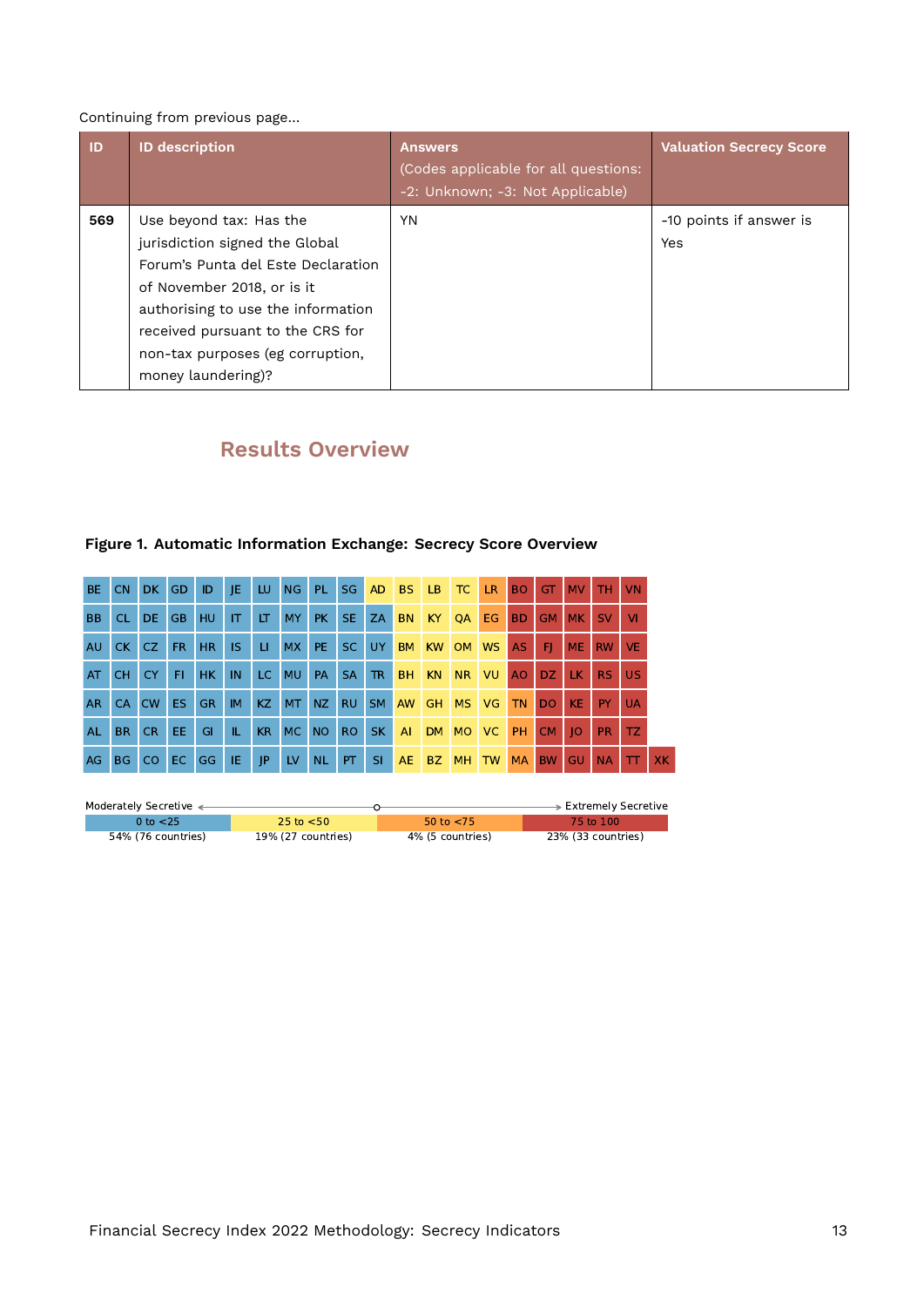Continuing from previous page...

| ID | ID description | Answers (Codes applicable for all questions: -2: Unknown; -3: Not Applicable) | Valuation Secrecy Score |
|---|---|---|---|
| 569 | Use beyond tax: Has the jurisdiction signed the Global Forum's Punta del Este Declaration of November 2018, or is it authorising to use the information received pursuant to the CRS for non-tax purposes (eg corruption, money laundering)? | YN | -10 points if answer is Yes |

## Results Overview

**Figure 1. Automatic Information Exchange: Secrecy Score Overview**

| | | | | | | | | | | | | | | | | | | | | |
|---|---|---|---|---|---|---|---|---|---|---|---|---|---|---|---|---|---|---|---|---|
| BE | CN | DK | GD | ID | JE | LU | NG | PL | SG | AD | BS | LB | TC | LR | BO | GT | MV | TH | VN | |
| BB | CL | DE | GB | HU | IT | LT | MY | PK | SE | ZA | BN | KY | QA | EG | BD | GM | MK | SV | VI | |
| AU | CK | CZ | FR | HR | IS | LI | MX | PE | SC | UY | BM | KW | OM | WS | AS | FJ | ME | RW | VE | |
| AT | CH | CY | FI | HK | IN | LC | MU | PA | SA | TR | BH | KN | NR | VU | AO | DZ | LK | RS | US | |
| AR | CA | CW | ES | GR | IM | KZ | MT | NZ | RU | SM | AW | GH | MS | VG | TN | DO | KE | PY | UA | |
| AL | BR | CR | EE | GI | IL | KR | MC | NO | RO | SK | AI | DM | MO | VC | PH | CM | JO | PR | TZ | |
| AG | BG | CO | EC | GG | IE | JP | LV | NL | PT | SI | AE | BZ | MH | TW | MA | BW | GU | NA | TT | XK |

Moderately Secretive ← → Extremely Secretive

| 0 to <25 | 25 to <50 | 50 to <75 | 75 to 100 |
|---|---|---|---|
| 54% (76 countries) | 19% (27 countries) | 4% (5 countries) | 23% (33 countries) |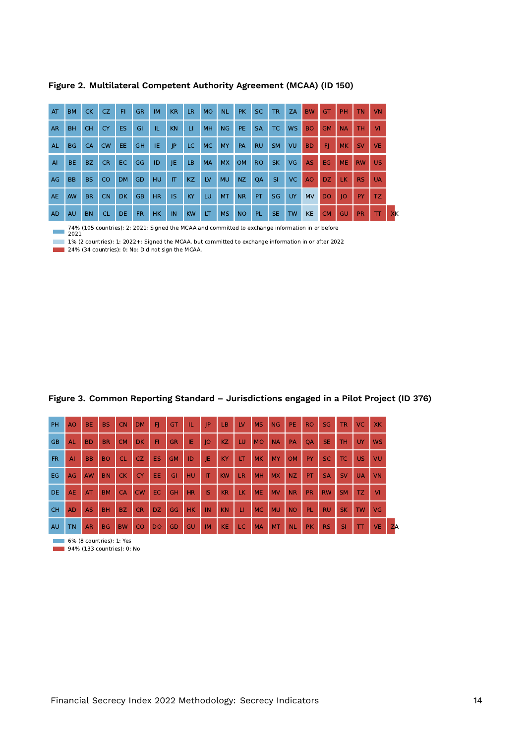**Figure 2. Multilateral Competent Authority Agreement (MCAA) (ID 150)**

| AT | BM | CK | CZ | FI | GR | IM | KR | LR | MO | NL | PK | SC | TR | ZA | BW | GT | PH | TN | VN | |
|---|---|---|---|---|---|---|---|---|---|---|---|---|---|---|---|---|---|---|---|---|
| AR | BH | CH | CY | ES | GI | IL | KN | LI | MH | NG | PE | SA | TC | WS | BO | GM | NA | TH | VI | |
| AL | BG | CA | CW | EE | GH | IE | JP | LC | MC | MY | PA | RU | SM | VU | BD | FJ | MK | SV | VE | |
| AI | BE | BZ | CR | EC | GG | ID | JE | LB | MA | MX | OM | RO | SK | VG | AS | EG | ME | RW | US | |
| AG | BB | BS | CO | DM | GD | HU | IT | KZ | LV | MU | NZ | QA | SI | VC | AO | DZ | LK | RS | UA | |
| AE | AW | BR | CN | DK | GB | HR | IS | KY | LU | MT | NR | PT | SG | UY | MV | DO | JO | PY | TZ | |
| AD | AU | BN | CL | DE | FR | HK | IN | KW | LT | MS | NO | PL | SE | TW | KE | CM | GU | PR | TT | XK |

- 74% (105 countries): 2: 2021: Signed the MCAA and committed to exchange information in or before 2021
- 1% (2 countries): 1: 2022+: Signed the MCAA, but committed to exchange information in or after 2022
- 24% (34 countries): 0: No: Did not sign the MCAA.

**Figure 3. Common Reporting Standard – Jurisdictions engaged in a Pilot Project (ID 376)**

| PH | AO | BE | BS | CN | DM | FJ | GT | IL | JP | LB | LV | MS | NG | PE | RO | SG | TR | VC | XK | |
|---|---|---|---|---|---|---|---|---|---|---|---|---|---|---|---|---|---|---|---|---|
| GB | AL | BD | BR | CM | DK | FI | GR | IE | JO | KZ | LU | MO | NA | PA | QA | SE | TH | UY | WS | |
| FR | AI | BB | BO | CL | CZ | ES | GM | ID | JE | KY | LT | MK | MY | OM | PY | SC | TC | US | VU | |
| EG | AG | AW | BN | CK | CY | EE | GI | HU | IT | KW | LR | MH | MX | NZ | PT | SA | SV | UA | VN | |
| DE | AE | AT | BM | CA | CW | EC | GH | HR | IS | KR | LK | ME | MV | NR | PR | RW | SM | TZ | VI | |
| CH | AD | AS | BH | BZ | CR | DZ | GG | HK | IN | KN | LI | MC | MU | NO | PL | RU | SK | TW | VG | |
| AU | TN | AR | BG | BW | CO | DO | GD | GU | IM | KE | LC | MA | MT | NL | PK | RS | SI | TT | VE | ZA |

- 6% (8 countries): 1: Yes
- 94% (133 countries): 0: No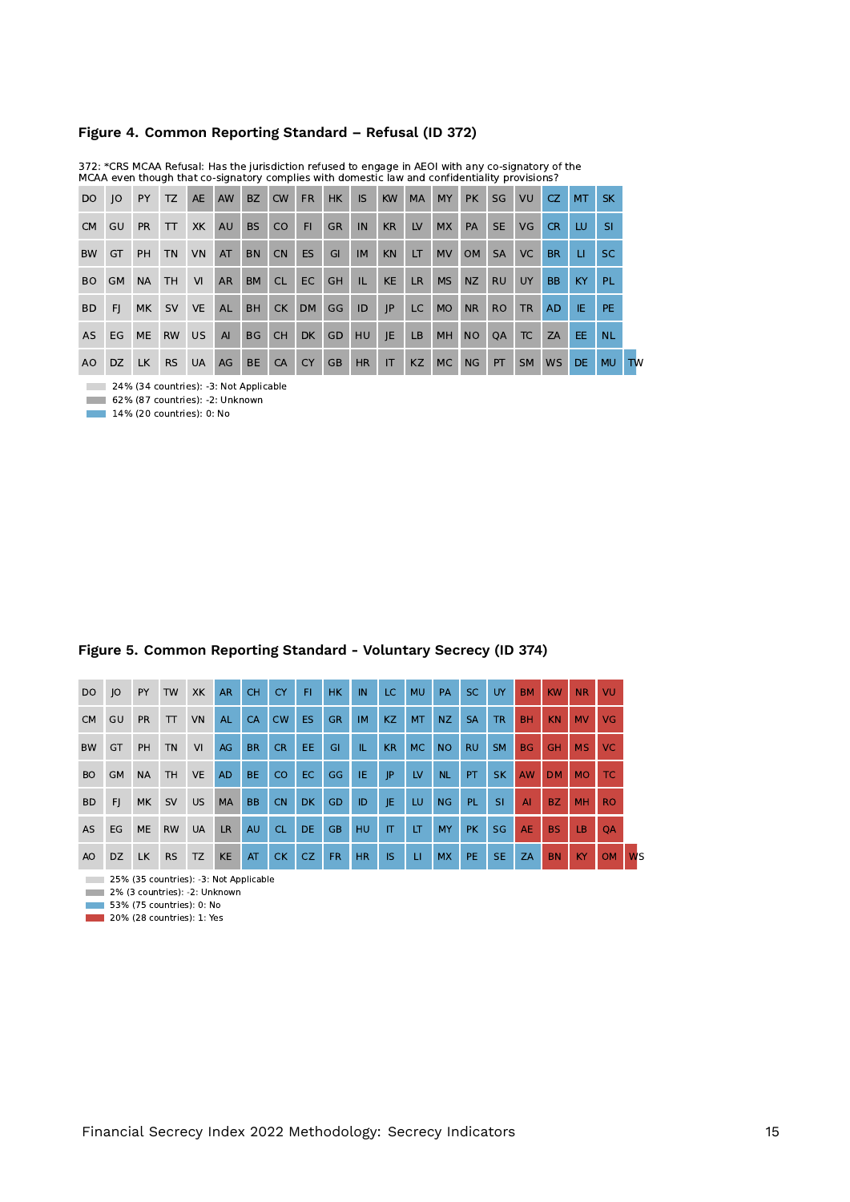### Figure 4. Common Reporting Standard – Refusal (ID 372)

372: *CRS MCAA Refusal: Has the jurisdiction refused to engage in AEOI with any co-signatory of the MCAA even though that co-signatory complies with domestic law and confidentiality provisions?

| | | | | | | | | | | | | | | | | | | | | |
|---|---|---|---|---|---|---|---|---|---|---|---|---|---|---|---|---|---|---|---|---|
| DO | JO | PY | TZ | AE | AW | BZ | CW | FR | HK | IS | KW | MA | MY | PK | SG | VU | CZ | MT | SK | |
| CM | GU | PR | TT | XK | AU | BS | CO | FI | GR | IN | KR | LV | MX | PA | SE | VG | CR | LU | SI | |
| BW | GT | PH | TN | VN | AT | BN | CN | ES | GI | IM | KN | LT | MV | OM | SA | VC | BR | LI | SC | |
| BO | GM | NA | TH | VI | AR | BM | CL | EC | GH | IL | KE | LR | MS | NZ | RU | UY | BB | KY | PL | |
| BD | FJ | MK | SV | VE | AL | BH | CK | DM | GG | ID | JP | LC | MO | NR | RO | TR | AD | IE | PE | |
| AS | EG | ME | RW | US | AI | BG | CH | DK | GD | HU | JE | LB | MH | NO | QA | TC | ZA | EE | NL | |
| AO | DZ | LK | RS | UA | AG | BE | CA | CY | GB | HR | IT | KZ | MC | NG | PT | SM | WS | DE | MU | TW |

- 24% (34 countries): -3: Not Applicable
- 62% (87 countries): -2: Unknown
- 14% (20 countries): 0: No

### Figure 5. Common Reporting Standard - Voluntary Secrecy (ID 374)

| | | | | | | | | | | | | | | | | | | | | |
|---|---|---|---|---|---|---|---|---|---|---|---|---|---|---|---|---|---|---|---|---|
| DO | JO | PY | TW | XK | AR | CH | CY | FI | HK | IN | LC | MU | PA | SC | UY | BM | KW | NR | VU | |
| CM | GU | PR | TT | VN | AL | CA | CW | ES | GR | IM | KZ | MT | NZ | SA | TR | BH | KN | MV | VG | |
| BW | GT | PH | TN | VI | AG | BR | CR | EE | GI | IL | KR | MC | NO | RU | SM | BG | GH | MS | VC | |
| BO | GM | NA | TH | VE | AD | BE | CO | EC | GG | IE | JP | LV | NL | PT | SK | AW | DM | MO | TC | |
| BD | FJ | MK | SV | US | MA | BB | CN | DK | GD | ID | JE | LU | NG | PL | SI | AI | BZ | MH | RO | |
| AS | EG | ME | RW | UA | LR | AU | CL | DE | GB | HU | IT | LT | MY | PK | SG | AE | BS | LB | QA | |
| AO | DZ | LK | RS | TZ | KE | AT | CK | CZ | FR | HR | IS | LI | MX | PE | SE | ZA | BN | KY | OM | WS |

- 25% (35 countries): -3: Not Applicable
- 2% (3 countries): -2: Unknown
- 53% (75 countries): 0: No
- 20% (28 countries): 1: Yes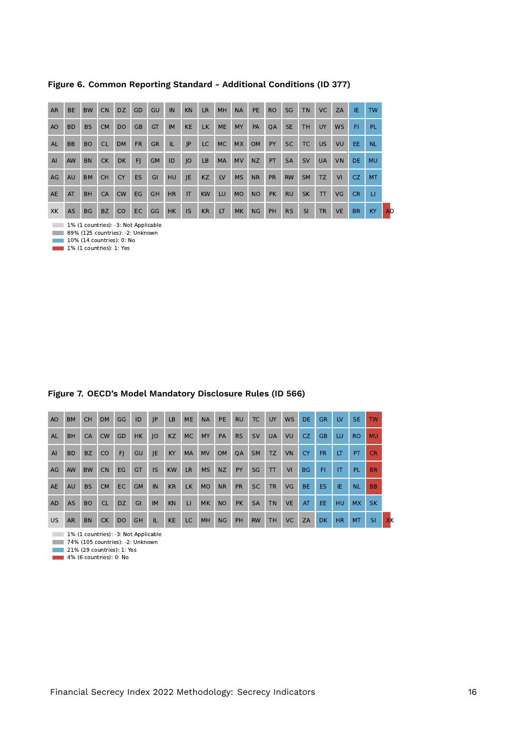**Figure 6. Common Reporting Standard - Additional Conditions (ID 377)**

| AR | BE | BW | CN | DZ | GD | GU | IN | KN | LR | MH | NA | PE | RO | SG | TN | VC | ZA | IE | TW |
|---|---|---|---|---|---|---|---|---|---|---|---|---|---|---|---|---|---|---|---|
| AO | BD | BS | CM | DO | GB | GT | IM | KE | LK | ME | MY | PA | QA | SE | TH | UY | WS | FI | PL |
| AL | BB | BO | CL | DM | FR | GR | IL | JP | LC | MC | MX | OM | PY | SC | TC | US | VU | EE | NL |
| AI | AW | BN | CK | DK | FJ | GM | ID | JO | LB | MA | MV | NZ | PT | SA | SV | UA | VN | DE | MU |
| AG | AU | BM | CH | CY | ES | GI | HU | JE | KZ | LV | MS | NR | PR | RW | SM | TZ | VI | CZ | MT |
| AE | AT | BH | CA | CW | EG | GH | HR | IT | KW | LU | MO | NO | PK | RU | SK | TT | VG | CR | LI |
| XK | AS | BG | BZ | CO | EC | GG | HK | IS | KR | LT | MK | NG | PH | RS | SI | TR | VE | BR | KY | AD |

- 1% (1 countries): -3: Not Applicable
- 89% (125 countries): -2: Unknown
- 10% (14 countries): 0: No
- 1% (1 countries): 1: Yes

**Figure 7. OECD's Model Mandatory Disclosure Rules (ID 566)**

| AO | BM | CH | DM | GG | ID | JP | LB | ME | NA | PE | RU | TC | UY | WS | DE | GR | LV | SE | TW |
|---|---|---|---|---|---|---|---|---|---|---|---|---|---|---|---|---|---|---|---|
| AL | BH | CA | CW | GD | HK | JO | KZ | MC | MY | PA | RS | SV | UA | VU | CZ | GB | LU | RO | MU |
| AI | BD | BZ | CO | FJ | GU | JE | KY | MA | MV | OM | QA | SM | TZ | VN | CY | FR | LT | PT | CR |
| AG | AW | BW | CN | EG | GT | IS | KW | LR | MS | NZ | PY | SG | TT | VI | BG | FI | IT | PL | BR |
| AE | AU | BS | CM | EC | GM | IN | KR | LK | MO | NR | PR | SC | TR | VG | BE | ES | IE | NL | BB |
| AD | AS | BO | CL | DZ | GI | IM | KN | LI | MK | NO | PK | SA | TN | VE | AT | EE | HU | MX | SK |
| US | AR | BN | CK | DO | GH | IL | KE | LC | MH | NG | PH | RW | TH | VC | ZA | DK | HR | MT | SI | XK |

- 1% (1 countries): -3: Not Applicable
- 74% (105 countries): -2: Unknown
- 21% (29 countries): 1: Yes
- 4% (6 countries): 0: No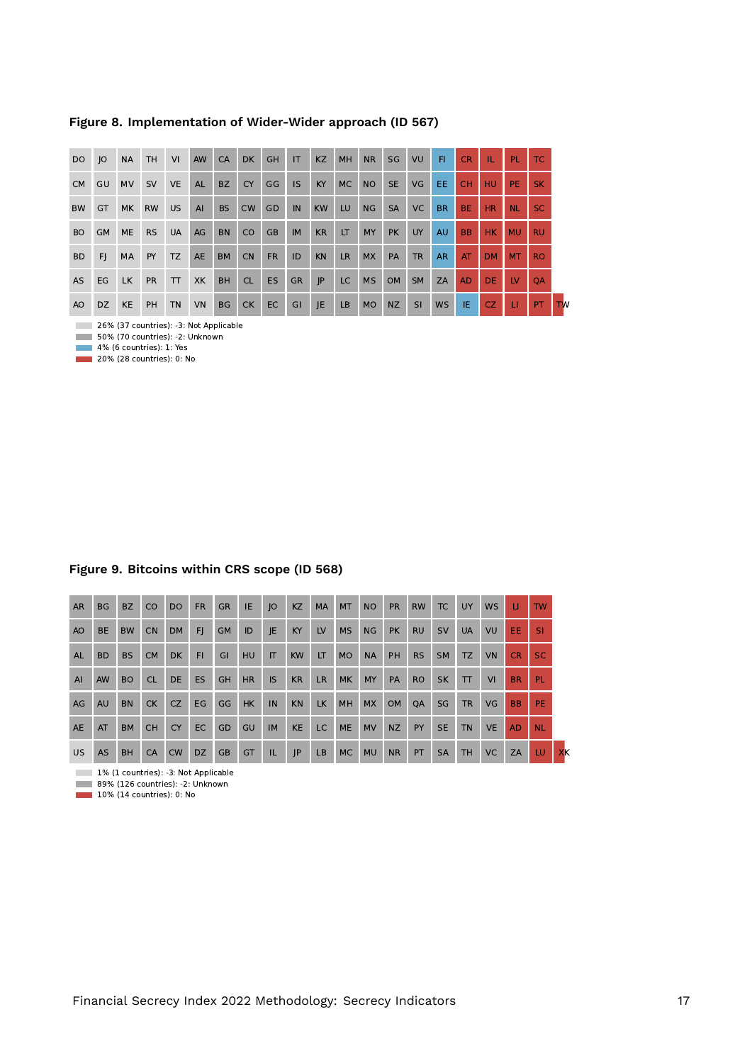**Figure 8. Implementation of Wider-Wider approach (ID 567)**

| DO | JO | NA | TH | VI | AW | CA | DK | GH | IT | KZ | MH | NR | SG | VU | FI | CR | IL | PL | TC | |
|---|---|---|---|---|---|---|---|---|---|---|---|---|---|---|---|---|---|---|---|---|
| CM | GU | MV | SV | VE | AL | BZ | CY | GG | IS | KY | MC | NO | SE | VG | EE | CH | HU | PE | SK | |
| BW | GT | MK | RW | US | AI | BS | CW | GD | IN | KW | LU | NG | SA | VC | BR | BE | HR | NL | SC | |
| BO | GM | ME | RS | UA | AG | BN | CO | GB | IM | KR | LT | MY | PK | UY | AU | BB | HK | MU | RU | |
| BD | FJ | MA | PY | TZ | AE | BM | CN | FR | ID | KN | LR | MX | PA | TR | AR | AT | DM | MT | RO | |
| AS | EG | LK | PR | TT | XK | BH | CL | ES | GR | JP | LC | MS | OM | SM | ZA | AD | DE | LV | QA | |
| AO | DZ | KE | PH | TN | VN | BG | CK | EC | GI | JE | LB | MO | NZ | SI | WS | IE | CZ | LI | PT | TW |

- 26% (37 countries): -3: Not Applicable
- 50% (70 countries): -2: Unknown
- 4% (6 countries): 1: Yes
- 20% (28 countries): 0: No

**Figure 9. Bitcoins within CRS scope (ID 568)**

| AR | BG | BZ | CO | DO | FR | GR | IE | JO | KZ | MA | MT | NO | PR | RW | TC | UY | WS | LI | TW | |
|---|---|---|---|---|---|---|---|---|---|---|---|---|---|---|---|---|---|---|---|---|
| AO | BE | BW | CN | DM | FJ | GM | ID | JE | KY | LV | MS | NG | PK | RU | SV | UA | VU | EE | SI | |
| AL | BD | BS | CM | DK | FI | GI | HU | IT | KW | LT | MO | NA | PH | RS | SM | TZ | VN | CR | SC | |
| AI | AW | BO | CL | DE | ES | GH | HR | IS | KR | LR | MK | MY | PA | RO | SK | TT | VI | BR | PL | |
| AG | AU | BN | CK | CZ | EG | GG | HK | IN | KN | LK | MH | MX | OM | QA | SG | TR | VG | BB | PE | |
| AE | AT | BM | CH | CY | EC | GD | GU | IM | KE | LC | ME | MV | NZ | PY | SE | TN | VE | AD | NL | |
| US | AS | BH | CA | CW | DZ | GB | GT | IL | JP | LB | MC | MU | NR | PT | SA | TH | VC | ZA | LU | XK |

- 1% (1 countries): -3: Not Applicable
- 89% (126 countries): -2: Unknown
- 10% (14 countries): 0: No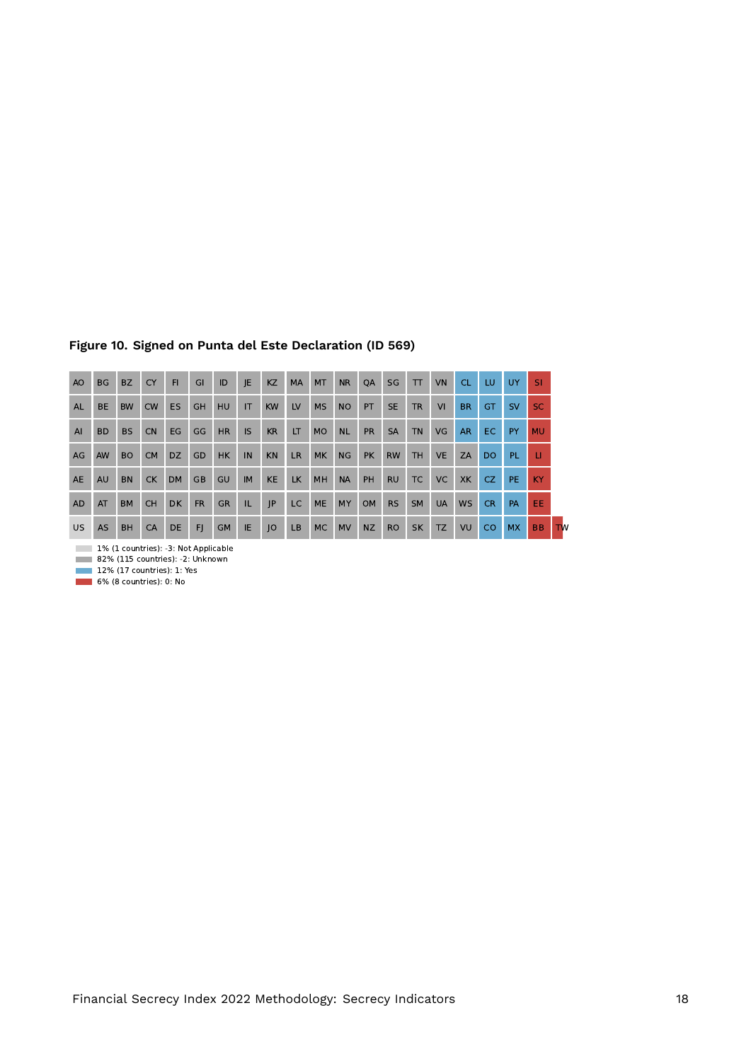**Figure 10. Signed on Punta del Este Declaration (ID 569)**

| | | | | | | | | | | | | | | | | | | | | |
|---|---|---|---|---|---|---|---|---|---|---|---|---|---|---|---|---|---|---|---|---|
| AO | BG | BZ | CY | FI | GI | ID | JE | KZ | MA | MT | NR | QA | SG | TT | VN | CL | LU | UY | SI | |
| AL | BE | BW | CW | ES | GH | HU | IT | KW | LV | MS | NO | PT | SE | TR | VI | BR | GT | SV | SC | |
| AI | BD | BS | CN | EG | GG | HR | IS | KR | LT | MO | NL | PR | SA | TN | VG | AR | EC | PY | MU | |
| AG | AW | BO | CM | DZ | GD | HK | IN | KN | LR | MK | NG | PK | RW | TH | VE | ZA | DO | PL | LI | |
| AE | AU | BN | CK | DM | GB | GU | IM | KE | LK | MH | NA | PH | RU | TC | VC | XK | CZ | PE | KY | |
| AD | AT | BM | CH | DK | FR | GR | IL | JP | LC | ME | MY | OM | RS | SM | UA | WS | CR | PA | EE | |
| US | AS | BH | CA | DE | FJ | GM | IE | JO | LB | MC | MV | NZ | RO | SK | TZ | VU | CO | MX | BB | TW |

- 1% (1 countries): -3: Not Applicable
- 82% (115 countries): -2: Unknown
- 12% (17 countries): 1: Yes
- 6% (8 countries): 0: No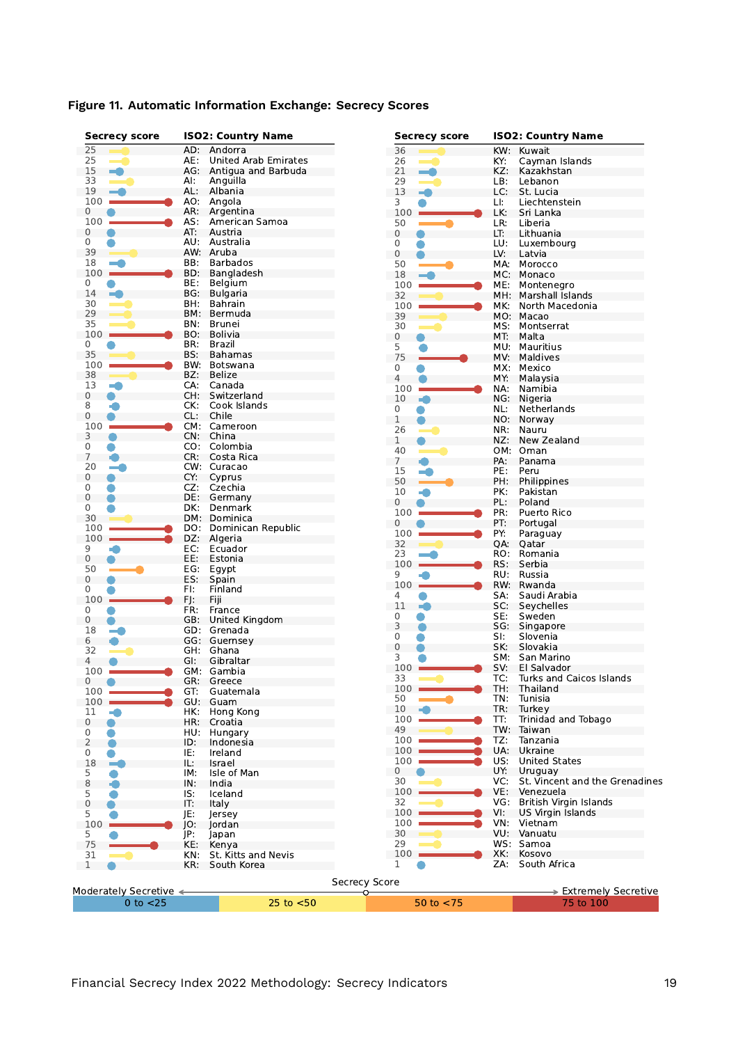**Figure 11. Automatic Information Exchange: Secrecy Scores**

| Secrecy score | ISO2: Country Name |
|---|---|
| 25 | AD: Andorra |
| 25 | AE: United Arab Emirates |
| 15 | AG: Antigua and Barbuda |
| 33 | AI: Anguilla |
| 19 | AL: Albania |
| 100 | AO: Angola |
| 0 | AR: Argentina |
| 100 | AS: American Samoa |
| 0 | AT: Austria |
| 0 | AU: Australia |
| 39 | AW: Aruba |
| 18 | BB: Barbados |
| 100 | BD: Bangladesh |
| 0 | BE: Belgium |
| 14 | BG: Bulgaria |
| 30 | BH: Bahrain |
| 29 | BM: Bermuda |
| 35 | BN: Brunei |
| 100 | BO: Bolivia |
| 0 | BR: Brazil |
| 35 | BS: Bahamas |
| 100 | BW: Botswana |
| 38 | BZ: Belize |
| 13 | CA: Canada |
| 0 | CH: Switzerland |
| 8 | CK: Cook Islands |
| 0 | CL: Chile |
| 100 | CM: Cameroon |
| 3 | CN: China |
| 0 | CO: Colombia |
| 7 | CR: Costa Rica |
| 20 | CW: Curacao |
| 0 | CY: Cyprus |
| 0 | CZ: Czechia |
| 0 | DE: Germany |
| 0 | DK: Denmark |
| 30 | DM: Dominica |
| 100 | DO: Dominican Republic |
| 100 | DZ: Algeria |
| 9 | EC: Ecuador |
| 0 | EE: Estonia |
| 50 | EG: Egypt |
| 0 | ES: Spain |
| 0 | FI: Finland |
| 100 | FJ: Fiji |
| 0 | FR: France |
| 0 | GB: United Kingdom |
| 18 | GD: Grenada |
| 6 | GG: Guernsey |
| 32 | GH: Ghana |
| 4 | GI: Gibraltar |
| 100 | GM: Gambia |
| 0 | GR: Greece |
| 100 | GT: Guatemala |
| 100 | GU: Guam |
| 11 | HK: Hong Kong |
| 0 | HR: Croatia |
| 0 | HU: Hungary |
| 2 | ID: Indonesia |
| 0 | IE: Ireland |
| 18 | IL: Israel |
| 5 | IM: Isle of Man |
| 8 | IN: India |
| 5 | IS: Iceland |
| 0 | IT: Italy |
| 5 | JE: Jersey |
| 100 | JO: Jordan |
| 5 | JP: Japan |
| 75 | KE: Kenya |
| 31 | KN: St. Kitts and Nevis |
| 1 | KR: South Korea |
| 36 | KW: Kuwait |
| 26 | KY: Cayman Islands |
| 21 | KZ: Kazakhstan |
| 29 | LB: Lebanon |
| 13 | LC: St. Lucia |
| 3 | LI: Liechtenstein |
| 100 | LK: Sri Lanka |
| 50 | LR: Liberia |
| 0 | LT: Lithuania |
| 0 | LU: Luxembourg |
| 0 | LV: Latvia |
| 50 | MA: Morocco |
| 18 | MC: Monaco |
| 100 | ME: Montenegro |
| 32 | MH: Marshall Islands |
| 100 | MK: North Macedonia |
| 39 | MO: Macao |
| 30 | MS: Montserrat |
| 0 | MT: Malta |
| 5 | MU: Mauritius |
| 75 | MV: Maldives |
| 0 | MX: Mexico |
| 4 | MY: Malaysia |
| 100 | NA: Namibia |
| 10 | NG: Nigeria |
| 0 | NL: Netherlands |
| 1 | NO: Norway |
| 26 | NR: Nauru |
| 1 | NZ: New Zealand |
| 40 | OM: Oman |
| 7 | PA: Panama |
| 15 | PE: Peru |
| 50 | PH: Philippines |
| 10 | PK: Pakistan |
| 0 | PL: Poland |
| 100 | PR: Puerto Rico |
| 0 | PT: Portugal |
| 100 | PY: Paraguay |
| 32 | QA: Qatar |
| 23 | RO: Romania |
| 100 | RS: Serbia |
| 9 | RU: Russia |
| 100 | RW: Rwanda |
| 4 | SA: Saudi Arabia |
| 11 | SC: Seychelles |
| 0 | SE: Sweden |
| 3 | SG: Singapore |
| 0 | SI: Slovenia |
| 0 | SK: Slovakia |
| 3 | SM: San Marino |
| 100 | SV: El Salvador |
| 33 | TC: Turks and Caicos Islands |
| 100 | TH: Thailand |
| 50 | TN: Tunisia |
| 10 | TR: Turkey |
| 100 | TT: Trinidad and Tobago |
| 49 | TW: Taiwan |
| 100 | TZ: Tanzania |
| 100 | UA: Ukraine |
| 100 | US: United States |
| 0 | UY: Uruguay |
| 30 | VC: St. Vincent and the Grenadines |
| 100 | VE: Venezuela |
| 32 | VG: British Virgin Islands |
| 100 | VI: US Virgin Islands |
| 100 | VN: Vietnam |
| 30 | VU: Vanuatu |
| 29 | WS: Samoa |
| 100 | XK: Kosovo |
| 1 | ZA: South Africa |

Secrecy Score: Moderately Secretive ← → Extremely Secretive

| 0 to <25 | 25 to <50 | 50 to <75 | 75 to 100 |
|---|---|---|---|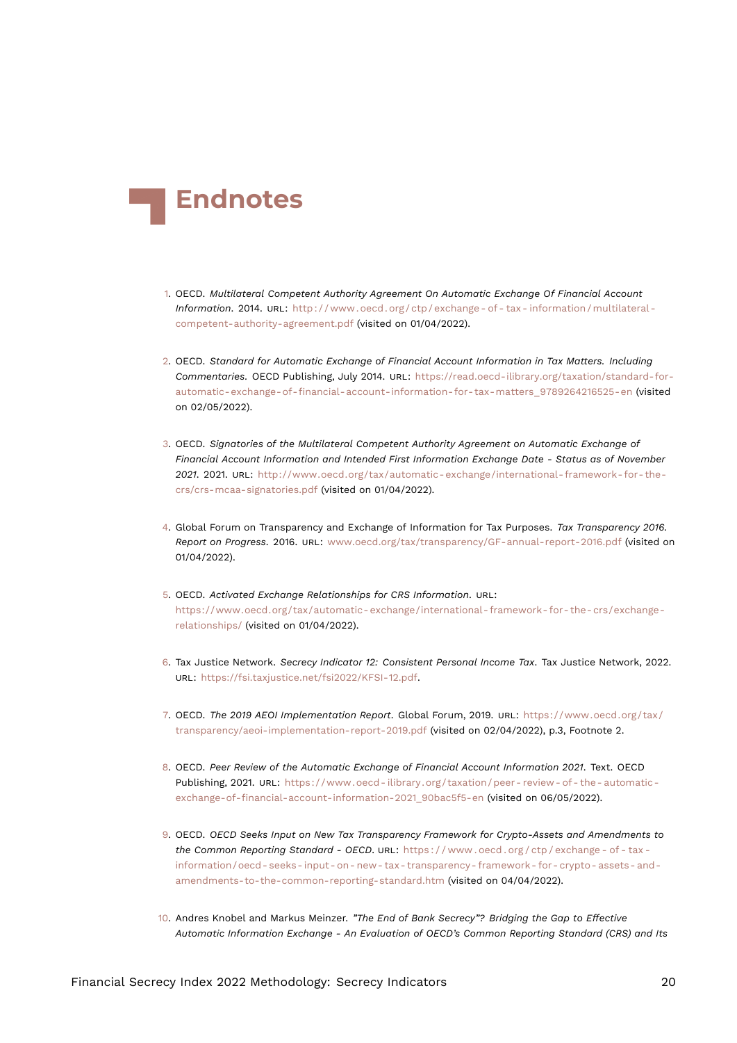# Endnotes

1. OECD. *Multilateral Competent Authority Agreement On Automatic Exchange Of Financial Account Information*. 2014. URL: http://www.oecd.org/ctp/exchange-of-tax-information/multilateral-competent-authority-agreement.pdf (visited on 01/04/2022).

2. OECD. *Standard for Automatic Exchange of Financial Account Information in Tax Matters. Including Commentaries*. OECD Publishing, July 2014. URL: https://read.oecd-ilibrary.org/taxation/standard-for-automatic-exchange-of-financial-account-information-for-tax-matters_9789264216525-en (visited on 02/05/2022).

3. OECD. *Signatories of the Multilateral Competent Authority Agreement on Automatic Exchange of Financial Account Information and Intended First Information Exchange Date - Status as of November 2021*. 2021. URL: http://www.oecd.org/tax/automatic-exchange/international-framework-for-the-crs/crs-mcaa-signatories.pdf (visited on 01/04/2022).

4. Global Forum on Transparency and Exchange of Information for Tax Purposes. *Tax Transparency 2016. Report on Progress*. 2016. URL: www.oecd.org/tax/transparency/GF-annual-report-2016.pdf (visited on 01/04/2022).

5. OECD. *Activated Exchange Relationships for CRS Information*. URL: https://www.oecd.org/tax/automatic-exchange/international-framework-for-the-crs/exchange-relationships/ (visited on 01/04/2022).

6. Tax Justice Network. *Secrecy Indicator 12: Consistent Personal Income Tax*. Tax Justice Network, 2022. URL: https://fsi.taxjustice.net/fsi2022/KFSI-12.pdf.

7. OECD. *The 2019 AEOI Implementation Report*. Global Forum, 2019. URL: https://www.oecd.org/tax/transparency/aeoi-implementation-report-2019.pdf (visited on 02/04/2022), p.3, Footnote 2.

8. OECD. *Peer Review of the Automatic Exchange of Financial Account Information 2021*. Text. OECD Publishing, 2021. URL: https://www.oecd-ilibrary.org/taxation/peer-review-of-the-automatic-exchange-of-financial-account-information-2021_90bac5f5-en (visited on 06/05/2022).

9. OECD. *OECD Seeks Input on New Tax Transparency Framework for Crypto-Assets and Amendments to the Common Reporting Standard - OECD*. URL: https://www.oecd.org/ctp/exchange-of-tax-information/oecd-seeks-input-on-new-tax-transparency-framework-for-crypto-assets-and-amendments-to-the-common-reporting-standard.htm (visited on 04/04/2022).

10. Andres Knobel and Markus Meinzer. *"The End of Bank Secrecy"? Bridging the Gap to Effective Automatic Information Exchange - An Evaluation of OECD's Common Reporting Standard (CRS) and Its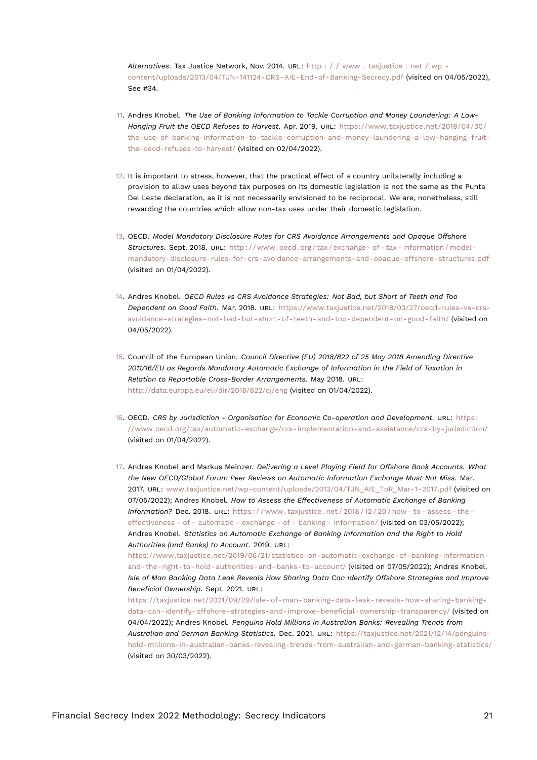*Alternatives*. Tax Justice Network, Nov. 2014. URL: http://www.taxjustice.net/wp-content/uploads/2013/04/TJN-141124-CRS-AIE-End-of-Banking-Secrecy.pdf (visited on 04/05/2022), See #34.

11. Andres Knobel. *The Use of Banking Information to Tackle Corruption and Money Laundering: A Low-Hanging Fruit the OECD Refuses to Harvest*. Apr. 2019. URL: https://www.taxjustice.net/2019/04/30/the-use-of-banking-information-to-tackle-corruption-and-money-laundering-a-low-hanging-fruit-the-oecd-refuses-to-harvest/ (visited on 02/04/2022).

12. It is important to stress, however, that the practical effect of a country unilaterally including a provision to allow uses beyond tax purposes on its domestic legislation is not the same as the Punta Del Leste declaration, as it is not necessarily envisioned to be reciprocal. We are, nonetheless, still rewarding the countries which allow non-tax uses under their domestic legislation.

13. OECD. *Model Mandatory Disclosure Rules for CRS Avoidance Arrangements and Opaque Offshore Structures*. Sept. 2018. URL: http://www.oecd.org/tax/exchange-of-tax-information/model-mandatory-disclosure-rules-for-crs-avoidance-arrangements-and-opaque-offshore-structures.pdf (visited on 01/04/2022).

14. Andres Knobel. *OECD Rules vs CRS Avoidance Strategies: Not Bad, but Short of Teeth and Too Dependent on Good Faith*. Mar. 2018. URL: https://www.taxjustice.net/2018/03/27/oecd-rules-vs-crs-avoidance-strategies-not-bad-but-short-of-teeth-and-too-dependent-on-good-faith/ (visited on 04/05/2022).

15. Council of the European Union. *Council Directive (EU) 2018/822 of 25 May 2018 Amending Directive 2011/16/EU as Regards Mandatory Automatic Exchange of Information in the Field of Taxation in Relation to Reportable Cross-Border Arrangements*. May 2018. URL: http://data.europa.eu/eli/dir/2018/822/oj/eng (visited on 01/04/2022).

16. OECD. *CRS by Jurisdiction - Organisation for Economic Co-operation and Development*. URL: https://www.oecd.org/tax/automatic-exchange/crs-implementation-and-assistance/crs-by-jurisdiction/ (visited on 01/04/2022).

17. Andres Knobel and Markus Meinzer. *Delivering a Level Playing Field for Offshore Bank Accounts. What the New OECD/Global Forum Peer Reviews on Automatic Information Exchange Must Not Miss*. Mar. 2017. URL: www.taxjustice.net/wp-content/uploads/2013/04/TJN_AIE_ToR_Mar-1-2017.pdf (visited on 07/05/2022); Andres Knobel. *How to Assess the Effectiveness of Automatic Exchange of Banking Information?* Dec. 2018. URL: https://www.taxjustice.net/2018/12/20/how-to-assess-the-effectiveness-of-automatic-exchange-of-banking-information/ (visited on 03/05/2022); Andres Knobel. *Statistics on Automatic Exchange of Banking Information and the Right to Hold Authorities (and Banks) to Account*. 2019. URL: https://www.taxjustice.net/2019/06/21/statistics-on-automatic-exchange-of-banking-information-and-the-right-to-hold-authorities-and-banks-to-account/ (visited on 07/05/2022); Andres Knobel. *Isle of Man Banking Data Leak Reveals How Sharing Data Can Identify Offshore Strategies and Improve Beneficial Ownership*. Sept. 2021. URL: https://taxjustice.net/2021/09/29/isle-of-man-banking-data-leak-reveals-how-sharing-banking-data-can-identify-offshore-strategies-and-improve-beneficial-ownership-transparency/ (visited on 04/04/2022); Andres Knobel. *Penguins Hold Millions in Australian Banks: Revealing Trends from Australian and German Banking Statistics*. Dec. 2021. URL: https://taxjustice.net/2021/12/14/penguins-hold-millions-in-australian-banks-revealing-trends-from-australian-and-german-banking-statistics/ (visited on 30/03/2022).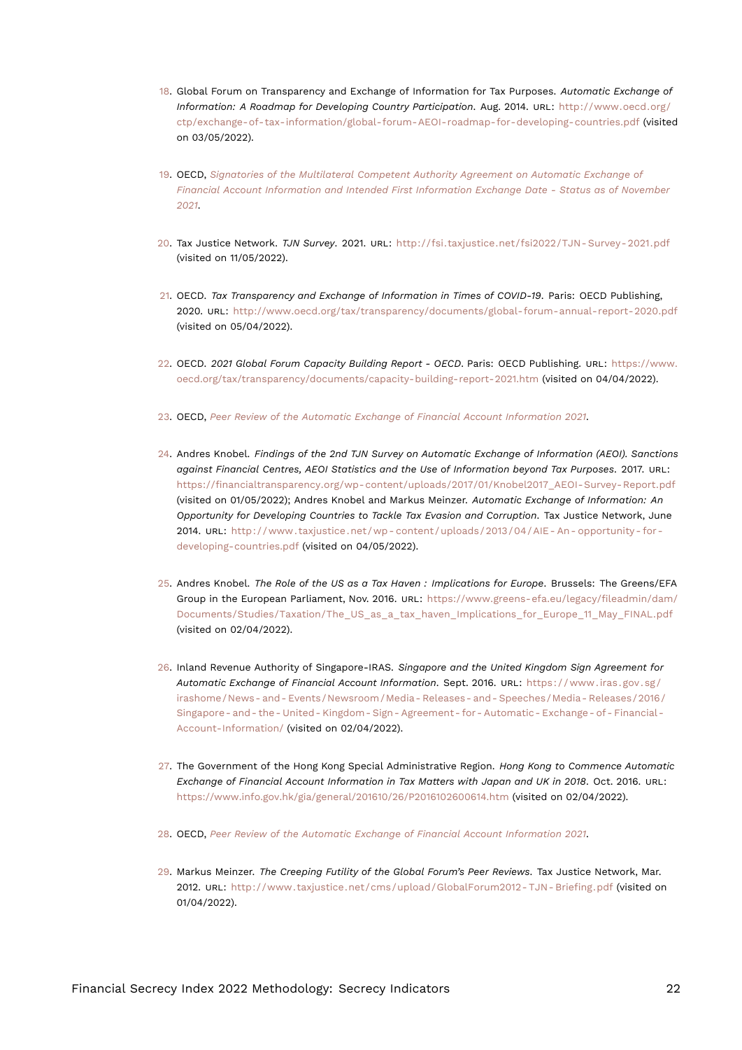18. Global Forum on Transparency and Exchange of Information for Tax Purposes. *Automatic Exchange of Information: A Roadmap for Developing Country Participation*. Aug. 2014. URL: http://www.oecd.org/ctp/exchange-of-tax-information/global-forum-AEOI-roadmap-for-developing-countries.pdf (visited on 03/05/2022).

19. OECD, *Signatories of the Multilateral Competent Authority Agreement on Automatic Exchange of Financial Account Information and Intended First Information Exchange Date - Status as of November 2021*.

20. Tax Justice Network. *TJN Survey*. 2021. URL: http://fsi.taxjustice.net/fsi2022/TJN-Survey-2021.pdf (visited on 11/05/2022).

21. OECD. *Tax Transparency and Exchange of Information in Times of COVID-19*. Paris: OECD Publishing, 2020. URL: http://www.oecd.org/tax/transparency/documents/global-forum-annual-report-2020.pdf (visited on 05/04/2022).

22. OECD. *2021 Global Forum Capacity Building Report - OECD*. Paris: OECD Publishing. URL: https://www.oecd.org/tax/transparency/documents/capacity-building-report-2021.htm (visited on 04/04/2022).

23. OECD, *Peer Review of the Automatic Exchange of Financial Account Information 2021*.

24. Andres Knobel. *Findings of the 2nd TJN Survey on Automatic Exchange of Information (AEOI). Sanctions against Financial Centres, AEOI Statistics and the Use of Information beyond Tax Purposes*. 2017. URL: https://financialtransparency.org/wp-content/uploads/2017/01/Knobel2017_AEOI-Survey-Report.pdf (visited on 01/05/2022); Andres Knobel and Markus Meinzer. *Automatic Exchange of Information: An Opportunity for Developing Countries to Tackle Tax Evasion and Corruption*. Tax Justice Network, June 2014. URL: http://www.taxjustice.net/wp-content/uploads/2013/04/AIE-An-opportunity-for-developing-countries.pdf (visited on 04/05/2022).

25. Andres Knobel. *The Role of the US as a Tax Haven : Implications for Europe*. Brussels: The Greens/EFA Group in the European Parliament, Nov. 2016. URL: https://www.greens-efa.eu/legacy/fileadmin/dam/Documents/Studies/Taxation/The_US_as_a_tax_haven_Implications_for_Europe_11_May_FINAL.pdf (visited on 02/04/2022).

26. Inland Revenue Authority of Singapore-IRAS. *Singapore and the United Kingdom Sign Agreement for Automatic Exchange of Financial Account Information*. Sept. 2016. URL: https://www.iras.gov.sg/irashome/News-and-Events/Newsroom/Media-Releases-and-Speeches/Media-Releases/2016/Singapore-and-the-United-Kingdom-Sign-Agreement-for-Automatic-Exchange-of-Financial-Account-Information/ (visited on 02/04/2022).

27. The Government of the Hong Kong Special Administrative Region. *Hong Kong to Commence Automatic Exchange of Financial Account Information in Tax Matters with Japan and UK in 2018*. Oct. 2016. URL: https://www.info.gov.hk/gia/general/201610/26/P2016102600614.htm (visited on 02/04/2022).

28. OECD, *Peer Review of the Automatic Exchange of Financial Account Information 2021*.

29. Markus Meinzer. *The Creeping Futility of the Global Forum's Peer Reviews*. Tax Justice Network, Mar. 2012. URL: http://www.taxjustice.net/cms/upload/GlobalForum2012-TJN-Briefing.pdf (visited on 01/04/2022).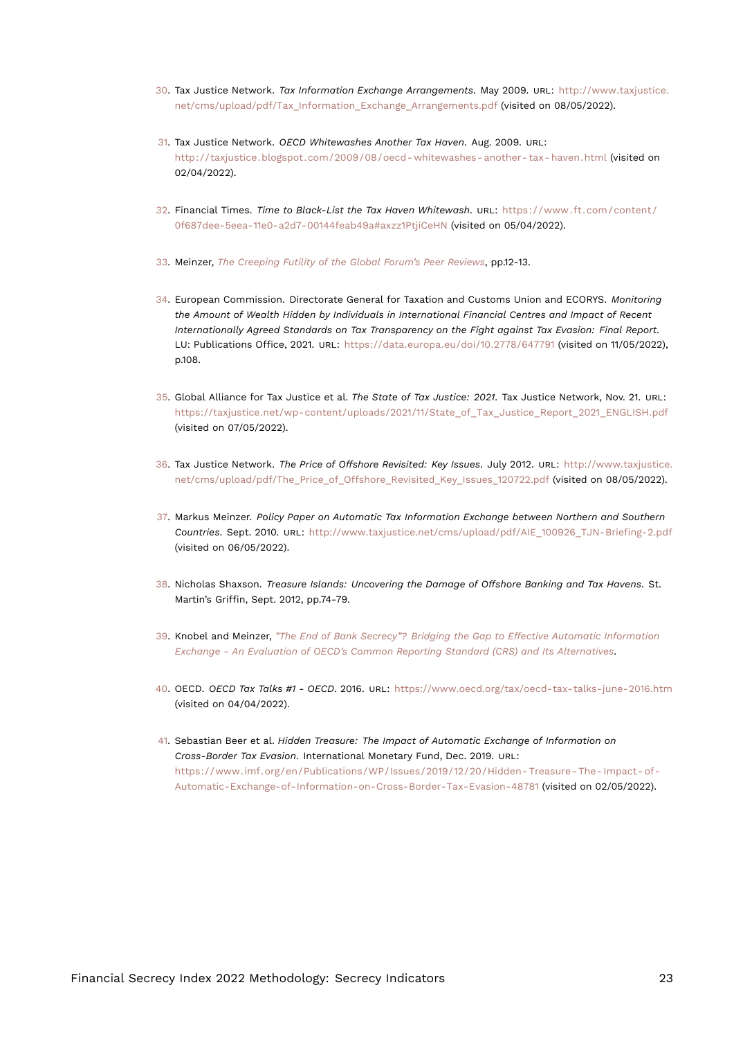30. Tax Justice Network. *Tax Information Exchange Arrangements*. May 2009. URL: http://www.taxjustice.net/cms/upload/pdf/Tax_Information_Exchange_Arrangements.pdf (visited on 08/05/2022).

31. Tax Justice Network. *OECD Whitewashes Another Tax Haven*. Aug. 2009. URL: http://taxjustice.blogspot.com/2009/08/oecd-whitewashes-another-tax-haven.html (visited on 02/04/2022).

32. Financial Times. *Time to Black-List the Tax Haven Whitewash*. URL: https://www.ft.com/content/0f687dee-5eea-11e0-a2d7-00144feab49a#axzz1PtjiCeHN (visited on 05/04/2022).

33. Meinzer, *The Creeping Futility of the Global Forum's Peer Reviews*, pp.12-13.

34. European Commission. Directorate General for Taxation and Customs Union and ECORYS. *Monitoring the Amount of Wealth Hidden by Individuals in International Financial Centres and Impact of Recent Internationally Agreed Standards on Tax Transparency on the Fight against Tax Evasion: Final Report.* LU: Publications Office, 2021. URL: https://data.europa.eu/doi/10.2778/647791 (visited on 11/05/2022), p.108.

35. Global Alliance for Tax Justice et al. *The State of Tax Justice: 2021.* Tax Justice Network, Nov. 21. URL: https://taxjustice.net/wp-content/uploads/2021/11/State_of_Tax_Justice_Report_2021_ENGLISH.pdf (visited on 07/05/2022).

36. Tax Justice Network. *The Price of Offshore Revisited: Key Issues*. July 2012. URL: http://www.taxjustice.net/cms/upload/pdf/The_Price_of_Offshore_Revisited_Key_Issues_120722.pdf (visited on 08/05/2022).

37. Markus Meinzer. *Policy Paper on Automatic Tax Information Exchange between Northern and Southern Countries*. Sept. 2010. URL: http://www.taxjustice.net/cms/upload/pdf/AIE_100926_TJN-Briefing-2.pdf (visited on 06/05/2022).

38. Nicholas Shaxson. *Treasure Islands: Uncovering the Damage of Offshore Banking and Tax Havens*. St. Martin's Griffin, Sept. 2012, pp.74-79.

39. Knobel and Meinzer, *"The End of Bank Secrecy"? Bridging the Gap to Effective Automatic Information Exchange - An Evaluation of OECD's Common Reporting Standard (CRS) and Its Alternatives*.

40. OECD. *OECD Tax Talks #1 - OECD*. 2016. URL: https://www.oecd.org/tax/oecd-tax-talks-june-2016.htm (visited on 04/04/2022).

41. Sebastian Beer et al. *Hidden Treasure: The Impact of Automatic Exchange of Information on Cross-Border Tax Evasion*. International Monetary Fund, Dec. 2019. URL: https://www.imf.org/en/Publications/WP/Issues/2019/12/20/Hidden-Treasure-The-Impact-of-Automatic-Exchange-of-Information-on-Cross-Border-Tax-Evasion-48781 (visited on 02/05/2022).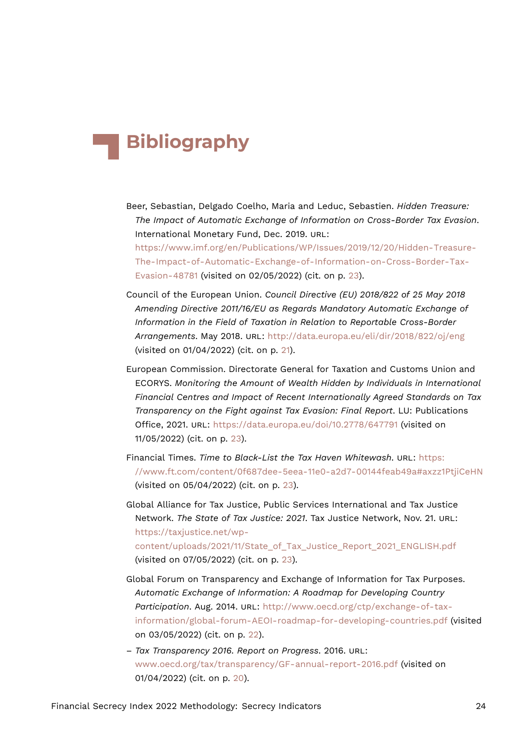# Bibliography

Beer, Sebastian, Delgado Coelho, Maria and Leduc, Sebastien. *Hidden Treasure: The Impact of Automatic Exchange of Information on Cross-Border Tax Evasion*. International Monetary Fund, Dec. 2019. URL: https://www.imf.org/en/Publications/WP/Issues/2019/12/20/Hidden-Treasure-The-Impact-of-Automatic-Exchange-of-Information-on-Cross-Border-Tax-Evasion-48781 (visited on 02/05/2022) (cit. on p. 23).

Council of the European Union. *Council Directive (EU) 2018/822 of 25 May 2018 Amending Directive 2011/16/EU as Regards Mandatory Automatic Exchange of Information in the Field of Taxation in Relation to Reportable Cross-Border Arrangements*. May 2018. URL: http://data.europa.eu/eli/dir/2018/822/oj/eng (visited on 01/04/2022) (cit. on p. 21).

European Commission. Directorate General for Taxation and Customs Union and ECORYS. *Monitoring the Amount of Wealth Hidden by Individuals in International Financial Centres and Impact of Recent Internationally Agreed Standards on Tax Transparency on the Fight against Tax Evasion: Final Report*. LU: Publications Office, 2021. URL: https://data.europa.eu/doi/10.2778/647791 (visited on 11/05/2022) (cit. on p. 23).

Financial Times. *Time to Black-List the Tax Haven Whitewash*. URL: https://www.ft.com/content/0f687dee-5eea-11e0-a2d7-00144feab49a#axzz1PtjiCeHN (visited on 05/04/2022) (cit. on p. 23).

Global Alliance for Tax Justice, Public Services International and Tax Justice Network. *The State of Tax Justice: 2021*. Tax Justice Network, Nov. 21. URL: https://taxjustice.net/wp-content/uploads/2021/11/State_of_Tax_Justice_Report_2021_ENGLISH.pdf (visited on 07/05/2022) (cit. on p. 23).

Global Forum on Transparency and Exchange of Information for Tax Purposes. *Automatic Exchange of Information: A Roadmap for Developing Country Participation*. Aug. 2014. URL: http://www.oecd.org/ctp/exchange-of-tax-information/global-forum-AEOI-roadmap-for-developing-countries.pdf (visited on 03/05/2022) (cit. on p. 22).

– *Tax Transparency 2016. Report on Progress*. 2016. URL: www.oecd.org/tax/transparency/GF-annual-report-2016.pdf (visited on 01/04/2022) (cit. on p. 20).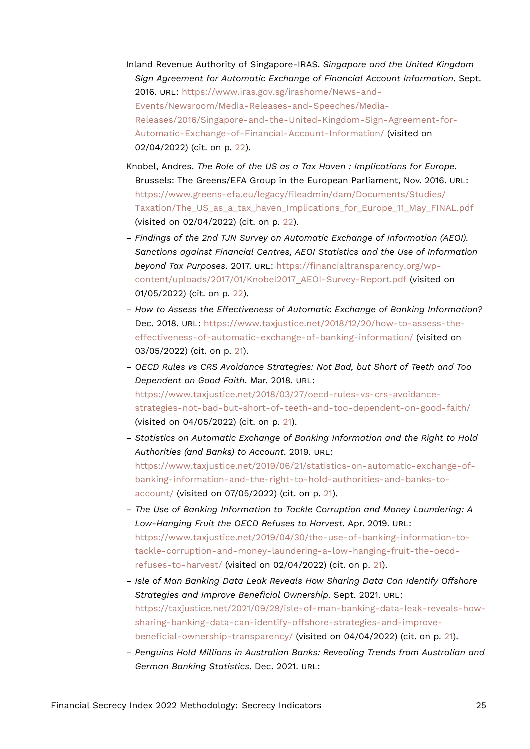Inland Revenue Authority of Singapore-IRAS. *Singapore and the United Kingdom Sign Agreement for Automatic Exchange of Financial Account Information*. Sept. 2016. URL: https://www.iras.gov.sg/irashome/News-and-Events/Newsroom/Media-Releases-and-Speeches/Media-Releases/2016/Singapore-and-the-United-Kingdom-Sign-Agreement-for-Automatic-Exchange-of-Financial-Account-Information/ (visited on 02/04/2022) (cit. on p. 22).

Knobel, Andres. *The Role of the US as a Tax Haven : Implications for Europe*. Brussels: The Greens/EFA Group in the European Parliament, Nov. 2016. URL: https://www.greens-efa.eu/legacy/fileadmin/dam/Documents/Studies/Taxation/The_US_as_a_tax_haven_Implications_for_Europe_11_May_FINAL.pdf (visited on 02/04/2022) (cit. on p. 22).

– *Findings of the 2nd TJN Survey on Automatic Exchange of Information (AEOI). Sanctions against Financial Centres, AEOI Statistics and the Use of Information beyond Tax Purposes*. 2017. URL: https://financialtransparency.org/wp-content/uploads/2017/01/Knobel2017_AEOI-Survey-Report.pdf (visited on 01/05/2022) (cit. on p. 22).

– *How to Assess the Effectiveness of Automatic Exchange of Banking Information?* Dec. 2018. URL: https://www.taxjustice.net/2018/12/20/how-to-assess-the-effectiveness-of-automatic-exchange-of-banking-information/ (visited on 03/05/2022) (cit. on p. 21).

– *OECD Rules vs CRS Avoidance Strategies: Not Bad, but Short of Teeth and Too Dependent on Good Faith*. Mar. 2018. URL: https://www.taxjustice.net/2018/03/27/oecd-rules-vs-crs-avoidance-strategies-not-bad-but-short-of-teeth-and-too-dependent-on-good-faith/ (visited on 04/05/2022) (cit. on p. 21).

– *Statistics on Automatic Exchange of Banking Information and the Right to Hold Authorities (and Banks) to Account*. 2019. URL: https://www.taxjustice.net/2019/06/21/statistics-on-automatic-exchange-of-banking-information-and-the-right-to-hold-authorities-and-banks-to-account/ (visited on 07/05/2022) (cit. on p. 21).

– *The Use of Banking Information to Tackle Corruption and Money Laundering: A Low-Hanging Fruit the OECD Refuses to Harvest*. Apr. 2019. URL: https://www.taxjustice.net/2019/04/30/the-use-of-banking-information-to-tackle-corruption-and-money-laundering-a-low-hanging-fruit-the-oecd-refuses-to-harvest/ (visited on 02/04/2022) (cit. on p. 21).

– *Isle of Man Banking Data Leak Reveals How Sharing Data Can Identify Offshore Strategies and Improve Beneficial Ownership*. Sept. 2021. URL: https://taxjustice.net/2021/09/29/isle-of-man-banking-data-leak-reveals-how-sharing-banking-data-can-identify-offshore-strategies-and-improve-beneficial-ownership-transparency/ (visited on 04/04/2022) (cit. on p. 21).

– *Penguins Hold Millions in Australian Banks: Revealing Trends from Australian and German Banking Statistics*. Dec. 2021. URL: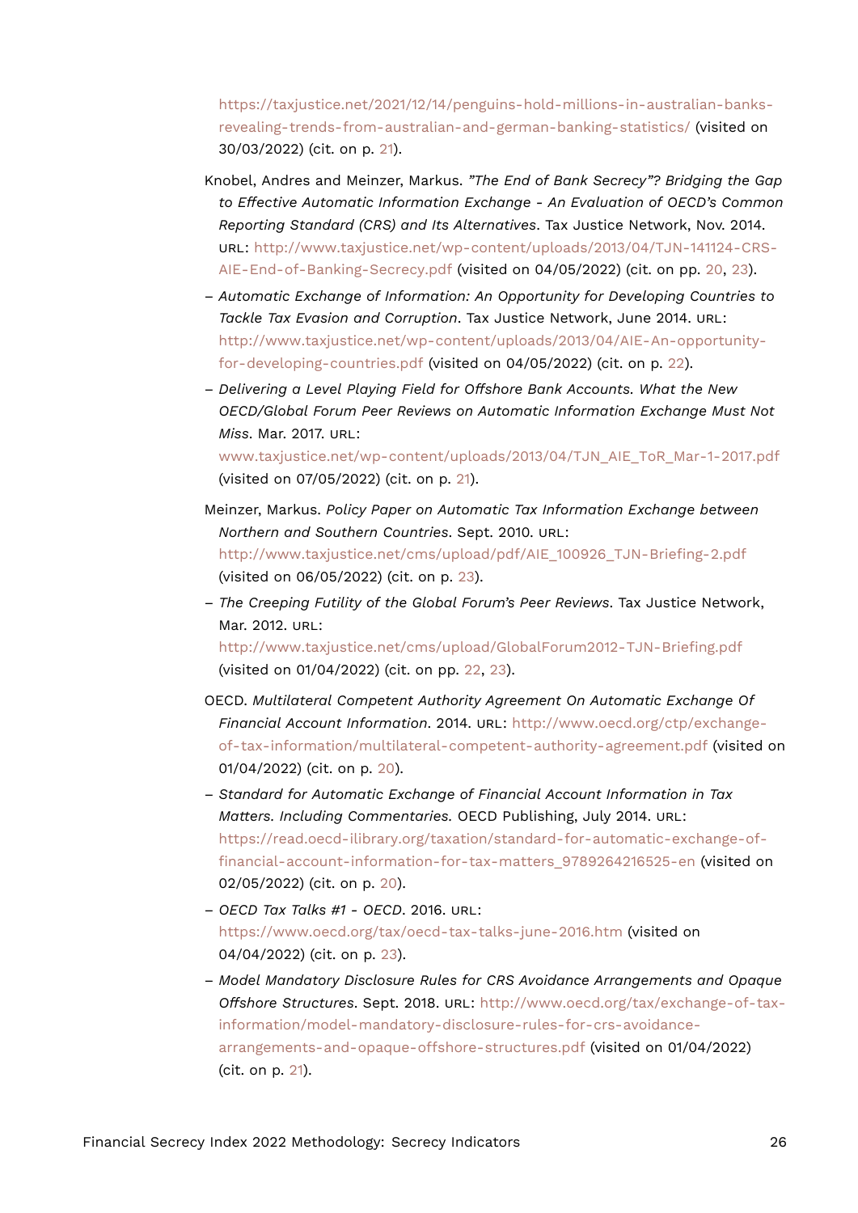https://taxjustice.net/2021/12/14/penguins-hold-millions-in-australian-banks-revealing-trends-from-australian-and-german-banking-statistics/ (visited on 30/03/2022) (cit. on p. 21).

Knobel, Andres and Meinzer, Markus. *"The End of Bank Secrecy"? Bridging the Gap to Effective Automatic Information Exchange - An Evaluation of OECD's Common Reporting Standard (CRS) and Its Alternatives*. Tax Justice Network, Nov. 2014. URL: http://www.taxjustice.net/wp-content/uploads/2013/04/TJN-141124-CRS-AIE-End-of-Banking-Secrecy.pdf (visited on 04/05/2022) (cit. on pp. 20, 23).

– *Automatic Exchange of Information: An Opportunity for Developing Countries to Tackle Tax Evasion and Corruption*. Tax Justice Network, June 2014. URL: http://www.taxjustice.net/wp-content/uploads/2013/04/AIE-An-opportunity-for-developing-countries.pdf (visited on 04/05/2022) (cit. on p. 22).

– *Delivering a Level Playing Field for Offshore Bank Accounts. What the New OECD/Global Forum Peer Reviews on Automatic Information Exchange Must Not Miss*. Mar. 2017. URL: www.taxjustice.net/wp-content/uploads/2013/04/TJN_AIE_ToR_Mar-1-2017.pdf (visited on 07/05/2022) (cit. on p. 21).

Meinzer, Markus. *Policy Paper on Automatic Tax Information Exchange between Northern and Southern Countries*. Sept. 2010. URL: http://www.taxjustice.net/cms/upload/pdf/AIE_100926_TJN-Briefing-2.pdf (visited on 06/05/2022) (cit. on p. 23).

– *The Creeping Futility of the Global Forum's Peer Reviews*. Tax Justice Network, Mar. 2012. URL: http://www.taxjustice.net/cms/upload/GlobalForum2012-TJN-Briefing.pdf (visited on 01/04/2022) (cit. on pp. 22, 23).

OECD. *Multilateral Competent Authority Agreement On Automatic Exchange Of Financial Account Information*. 2014. URL: http://www.oecd.org/ctp/exchange-of-tax-information/multilateral-competent-authority-agreement.pdf (visited on 01/04/2022) (cit. on p. 20).

– *Standard for Automatic Exchange of Financial Account Information in Tax Matters. Including Commentaries*. OECD Publishing, July 2014. URL: https://read.oecd-ilibrary.org/taxation/standard-for-automatic-exchange-of-financial-account-information-for-tax-matters_9789264216525-en (visited on 02/05/2022) (cit. on p. 20).

– *OECD Tax Talks #1 - OECD*. 2016. URL: https://www.oecd.org/tax/oecd-tax-talks-june-2016.htm (visited on 04/04/2022) (cit. on p. 23).

– *Model Mandatory Disclosure Rules for CRS Avoidance Arrangements and Opaque Offshore Structures*. Sept. 2018. URL: http://www.oecd.org/tax/exchange-of-tax-information/model-mandatory-disclosure-rules-for-crs-avoidance-arrangements-and-opaque-offshore-structures.pdf (visited on 01/04/2022) (cit. on p. 21).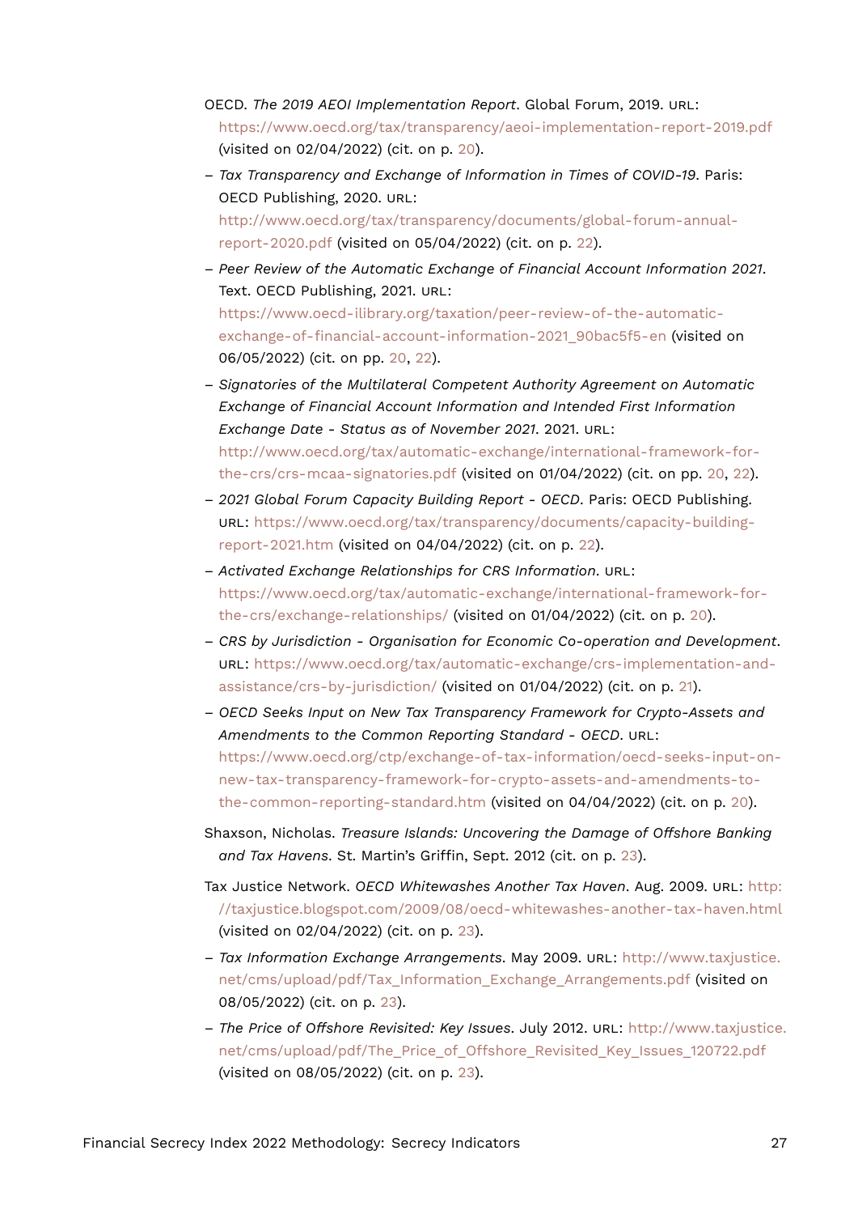OECD. *The 2019 AEOI Implementation Report*. Global Forum, 2019. URL: https://www.oecd.org/tax/transparency/aeoi-implementation-report-2019.pdf (visited on 02/04/2022) (cit. on p. 20).

– *Tax Transparency and Exchange of Information in Times of COVID-19*. Paris: OECD Publishing, 2020. URL: http://www.oecd.org/tax/transparency/documents/global-forum-annual-report-2020.pdf (visited on 05/04/2022) (cit. on p. 22).

– *Peer Review of the Automatic Exchange of Financial Account Information 2021*. Text. OECD Publishing, 2021. URL: https://www.oecd-ilibrary.org/taxation/peer-review-of-the-automatic-exchange-of-financial-account-information-2021_90bac5f5-en (visited on 06/05/2022) (cit. on pp. 20, 22).

– *Signatories of the Multilateral Competent Authority Agreement on Automatic Exchange of Financial Account Information and Intended First Information Exchange Date - Status as of November 2021*. 2021. URL: http://www.oecd.org/tax/automatic-exchange/international-framework-for-the-crs/crs-mcaa-signatories.pdf (visited on 01/04/2022) (cit. on pp. 20, 22).

– *2021 Global Forum Capacity Building Report - OECD*. Paris: OECD Publishing. URL: https://www.oecd.org/tax/transparency/documents/capacity-building-report-2021.htm (visited on 04/04/2022) (cit. on p. 22).

– *Activated Exchange Relationships for CRS Information*. URL: https://www.oecd.org/tax/automatic-exchange/international-framework-for-the-crs/exchange-relationships/ (visited on 01/04/2022) (cit. on p. 20).

– *CRS by Jurisdiction - Organisation for Economic Co-operation and Development*. URL: https://www.oecd.org/tax/automatic-exchange/crs-implementation-and-assistance/crs-by-jurisdiction/ (visited on 01/04/2022) (cit. on p. 21).

– *OECD Seeks Input on New Tax Transparency Framework for Crypto-Assets and Amendments to the Common Reporting Standard - OECD*. URL: https://www.oecd.org/ctp/exchange-of-tax-information/oecd-seeks-input-on-new-tax-transparency-framework-for-crypto-assets-and-amendments-to-the-common-reporting-standard.htm (visited on 04/04/2022) (cit. on p. 20).

Shaxson, Nicholas. *Treasure Islands: Uncovering the Damage of Offshore Banking and Tax Havens*. St. Martin's Griffin, Sept. 2012 (cit. on p. 23).

Tax Justice Network. *OECD Whitewashes Another Tax Haven*. Aug. 2009. URL: http://taxjustice.blogspot.com/2009/08/oecd-whitewashes-another-tax-haven.html (visited on 02/04/2022) (cit. on p. 23).

– *Tax Information Exchange Arrangements*. May 2009. URL: http://www.taxjustice.net/cms/upload/pdf/Tax_Information_Exchange_Arrangements.pdf (visited on 08/05/2022) (cit. on p. 23).

– *The Price of Offshore Revisited: Key Issues*. July 2012. URL: http://www.taxjustice.net/cms/upload/pdf/The_Price_of_Offshore_Revisited_Key_Issues_120722.pdf (visited on 08/05/2022) (cit. on p. 23).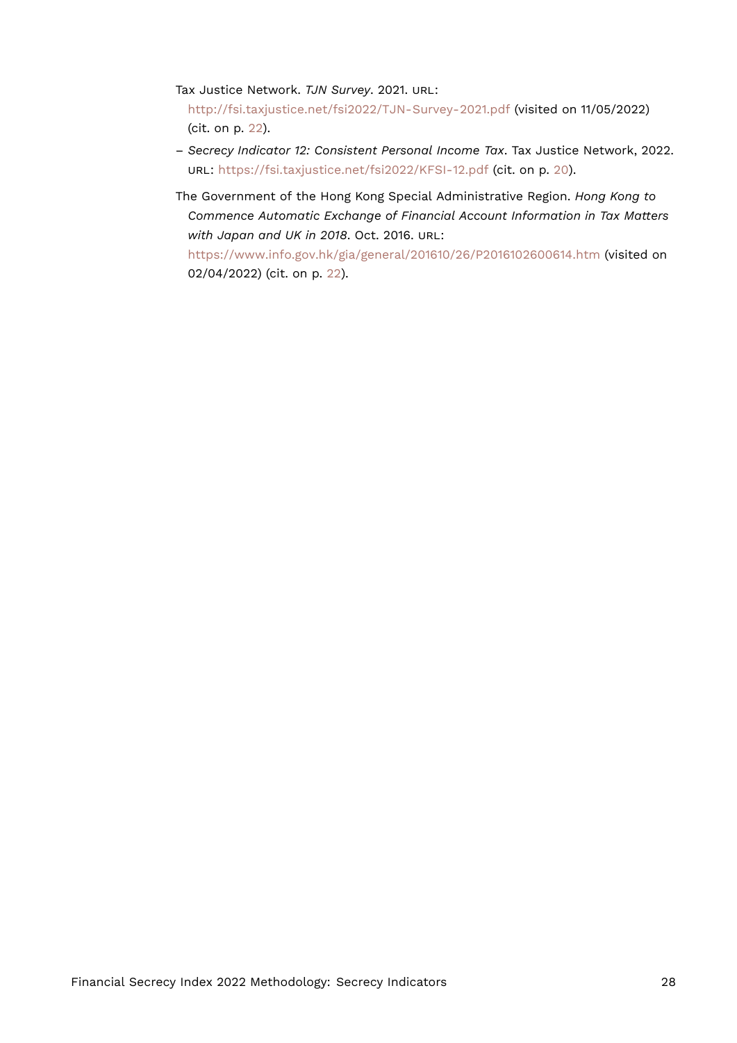Tax Justice Network. *TJN Survey*. 2021. URL: http://fsi.taxjustice.net/fsi2022/TJN-Survey-2021.pdf (visited on 11/05/2022) (cit. on p. 22).

– *Secrecy Indicator 12: Consistent Personal Income Tax*. Tax Justice Network, 2022. URL: https://fsi.taxjustice.net/fsi2022/KFSI-12.pdf (cit. on p. 20).

The Government of the Hong Kong Special Administrative Region. *Hong Kong to Commence Automatic Exchange of Financial Account Information in Tax Matters with Japan and UK in 2018*. Oct. 2016. URL: https://www.info.gov.hk/gia/general/201610/26/P2016102600614.htm (visited on 02/04/2022) (cit. on p. 22).